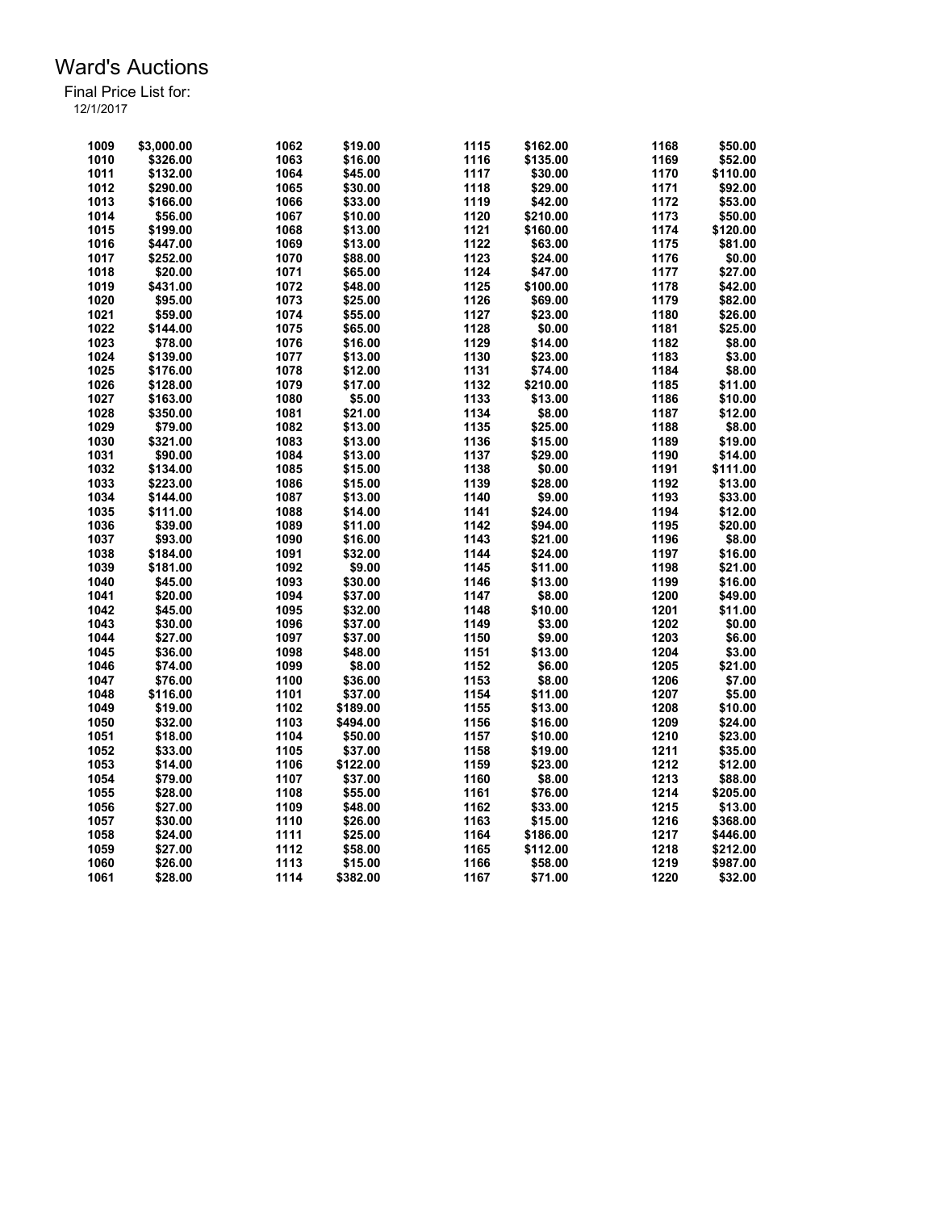# Ward's Auctions

Final Price List for:
12/1/2017

| Lot | Price | Lot | Price | Lot | Price | Lot | Price |
|---|---|---|---|---|---|---|---|
| 1009 | $3,000.00 | 1062 | $19.00 | 1115 | $162.00 | 1168 | $50.00 |
| 1010 | $326.00 | 1063 | $16.00 | 1116 | $135.00 | 1169 | $52.00 |
| 1011 | $132.00 | 1064 | $45.00 | 1117 | $30.00 | 1170 | $110.00 |
| 1012 | $290.00 | 1065 | $30.00 | 1118 | $29.00 | 1171 | $92.00 |
| 1013 | $166.00 | 1066 | $33.00 | 1119 | $42.00 | 1172 | $53.00 |
| 1014 | $56.00 | 1067 | $10.00 | 1120 | $210.00 | 1173 | $50.00 |
| 1015 | $199.00 | 1068 | $13.00 | 1121 | $160.00 | 1174 | $120.00 |
| 1016 | $447.00 | 1069 | $13.00 | 1122 | $63.00 | 1175 | $81.00 |
| 1017 | $252.00 | 1070 | $88.00 | 1123 | $24.00 | 1176 | $0.00 |
| 1018 | $20.00 | 1071 | $65.00 | 1124 | $47.00 | 1177 | $27.00 |
| 1019 | $431.00 | 1072 | $48.00 | 1125 | $100.00 | 1178 | $42.00 |
| 1020 | $95.00 | 1073 | $25.00 | 1126 | $69.00 | 1179 | $82.00 |
| 1021 | $59.00 | 1074 | $55.00 | 1127 | $23.00 | 1180 | $26.00 |
| 1022 | $144.00 | 1075 | $65.00 | 1128 | $0.00 | 1181 | $25.00 |
| 1023 | $78.00 | 1076 | $16.00 | 1129 | $14.00 | 1182 | $8.00 |
| 1024 | $139.00 | 1077 | $13.00 | 1130 | $23.00 | 1183 | $3.00 |
| 1025 | $176.00 | 1078 | $12.00 | 1131 | $74.00 | 1184 | $8.00 |
| 1026 | $128.00 | 1079 | $17.00 | 1132 | $210.00 | 1185 | $11.00 |
| 1027 | $163.00 | 1080 | $5.00 | 1133 | $13.00 | 1186 | $10.00 |
| 1028 | $350.00 | 1081 | $21.00 | 1134 | $8.00 | 1187 | $12.00 |
| 1029 | $79.00 | 1082 | $13.00 | 1135 | $25.00 | 1188 | $8.00 |
| 1030 | $321.00 | 1083 | $13.00 | 1136 | $15.00 | 1189 | $19.00 |
| 1031 | $90.00 | 1084 | $13.00 | 1137 | $29.00 | 1190 | $14.00 |
| 1032 | $134.00 | 1085 | $15.00 | 1138 | $0.00 | 1191 | $111.00 |
| 1033 | $223.00 | 1086 | $15.00 | 1139 | $28.00 | 1192 | $13.00 |
| 1034 | $144.00 | 1087 | $13.00 | 1140 | $9.00 | 1193 | $33.00 |
| 1035 | $111.00 | 1088 | $14.00 | 1141 | $24.00 | 1194 | $12.00 |
| 1036 | $39.00 | 1089 | $11.00 | 1142 | $94.00 | 1195 | $20.00 |
| 1037 | $93.00 | 1090 | $16.00 | 1143 | $21.00 | 1196 | $8.00 |
| 1038 | $184.00 | 1091 | $32.00 | 1144 | $24.00 | 1197 | $16.00 |
| 1039 | $181.00 | 1092 | $9.00 | 1145 | $11.00 | 1198 | $21.00 |
| 1040 | $45.00 | 1093 | $30.00 | 1146 | $13.00 | 1199 | $16.00 |
| 1041 | $20.00 | 1094 | $37.00 | 1147 | $8.00 | 1200 | $49.00 |
| 1042 | $45.00 | 1095 | $32.00 | 1148 | $10.00 | 1201 | $11.00 |
| 1043 | $30.00 | 1096 | $37.00 | 1149 | $3.00 | 1202 | $0.00 |
| 1044 | $27.00 | 1097 | $37.00 | 1150 | $9.00 | 1203 | $6.00 |
| 1045 | $36.00 | 1098 | $48.00 | 1151 | $13.00 | 1204 | $3.00 |
| 1046 | $74.00 | 1099 | $8.00 | 1152 | $6.00 | 1205 | $21.00 |
| 1047 | $76.00 | 1100 | $36.00 | 1153 | $8.00 | 1206 | $7.00 |
| 1048 | $116.00 | 1101 | $37.00 | 1154 | $11.00 | 1207 | $5.00 |
| 1049 | $19.00 | 1102 | $189.00 | 1155 | $13.00 | 1208 | $10.00 |
| 1050 | $32.00 | 1103 | $494.00 | 1156 | $16.00 | 1209 | $24.00 |
| 1051 | $18.00 | 1104 | $50.00 | 1157 | $10.00 | 1210 | $23.00 |
| 1052 | $33.00 | 1105 | $37.00 | 1158 | $19.00 | 1211 | $35.00 |
| 1053 | $14.00 | 1106 | $122.00 | 1159 | $23.00 | 1212 | $12.00 |
| 1054 | $79.00 | 1107 | $37.00 | 1160 | $8.00 | 1213 | $88.00 |
| 1055 | $28.00 | 1108 | $55.00 | 1161 | $76.00 | 1214 | $205.00 |
| 1056 | $27.00 | 1109 | $48.00 | 1162 | $33.00 | 1215 | $13.00 |
| 1057 | $30.00 | 1110 | $26.00 | 1163 | $15.00 | 1216 | $368.00 |
| 1058 | $24.00 | 1111 | $25.00 | 1164 | $186.00 | 1217 | $446.00 |
| 1059 | $27.00 | 1112 | $58.00 | 1165 | $112.00 | 1218 | $212.00 |
| 1060 | $26.00 | 1113 | $15.00 | 1166 | $58.00 | 1219 | $987.00 |
| 1061 | $28.00 | 1114 | $382.00 | 1167 | $71.00 | 1220 | $32.00 |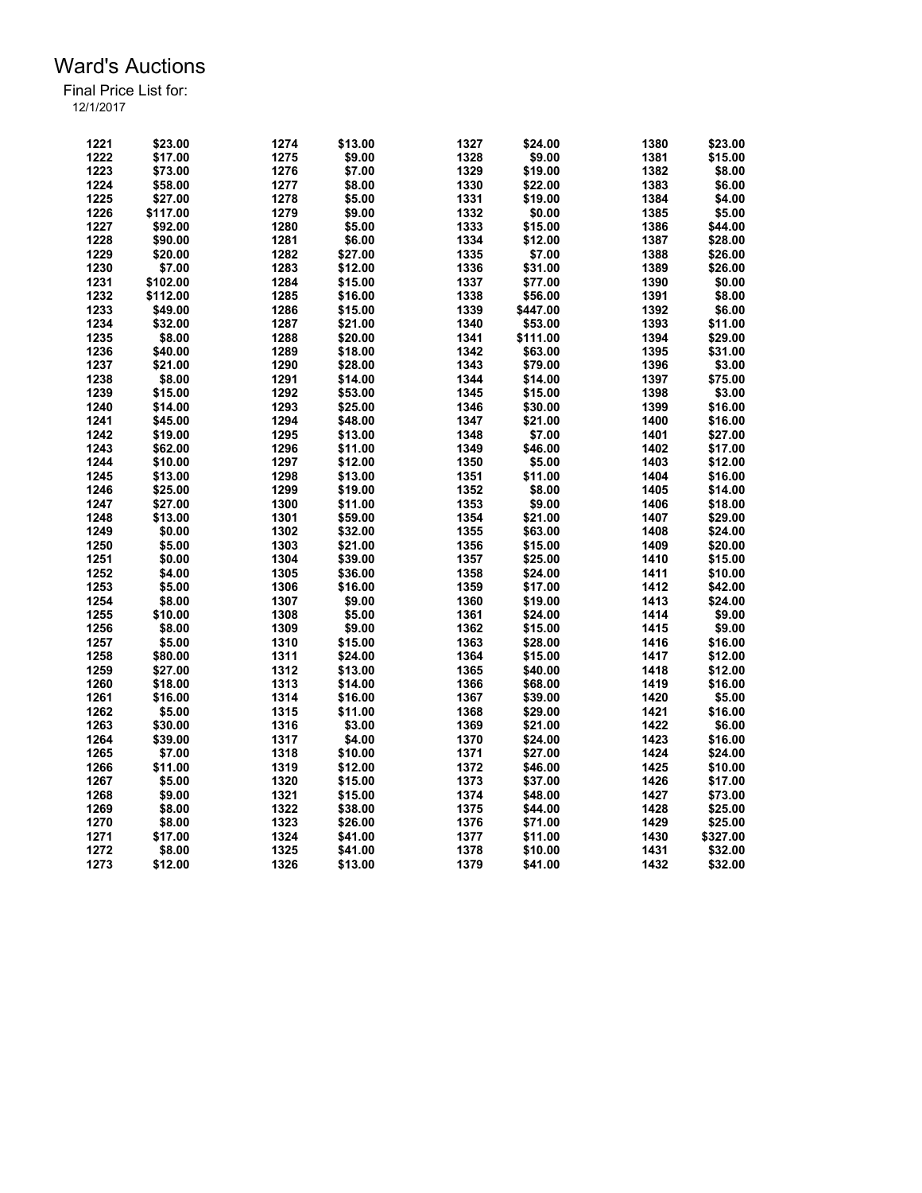# Ward's Auctions

Final Price List for:
12/1/2017

| Lot | Price | Lot | Price | Lot | Price | Lot | Price |
|---|---|---|---|---|---|---|---|
| 1221 | $23.00 | 1274 | $13.00 | 1327 | $24.00 | 1380 | $23.00 |
| 1222 | $17.00 | 1275 | $9.00 | 1328 | $9.00 | 1381 | $15.00 |
| 1223 | $73.00 | 1276 | $7.00 | 1329 | $19.00 | 1382 | $8.00 |
| 1224 | $58.00 | 1277 | $8.00 | 1330 | $22.00 | 1383 | $6.00 |
| 1225 | $27.00 | 1278 | $5.00 | 1331 | $19.00 | 1384 | $4.00 |
| 1226 | $117.00 | 1279 | $9.00 | 1332 | $0.00 | 1385 | $5.00 |
| 1227 | $92.00 | 1280 | $5.00 | 1333 | $15.00 | 1386 | $44.00 |
| 1228 | $90.00 | 1281 | $6.00 | 1334 | $12.00 | 1387 | $28.00 |
| 1229 | $20.00 | 1282 | $27.00 | 1335 | $7.00 | 1388 | $26.00 |
| 1230 | $7.00 | 1283 | $12.00 | 1336 | $31.00 | 1389 | $26.00 |
| 1231 | $102.00 | 1284 | $15.00 | 1337 | $77.00 | 1390 | $0.00 |
| 1232 | $112.00 | 1285 | $16.00 | 1338 | $56.00 | 1391 | $8.00 |
| 1233 | $49.00 | 1286 | $15.00 | 1339 | $447.00 | 1392 | $6.00 |
| 1234 | $32.00 | 1287 | $21.00 | 1340 | $53.00 | 1393 | $11.00 |
| 1235 | $8.00 | 1288 | $20.00 | 1341 | $111.00 | 1394 | $29.00 |
| 1236 | $40.00 | 1289 | $18.00 | 1342 | $63.00 | 1395 | $31.00 |
| 1237 | $21.00 | 1290 | $28.00 | 1343 | $79.00 | 1396 | $3.00 |
| 1238 | $8.00 | 1291 | $14.00 | 1344 | $14.00 | 1397 | $75.00 |
| 1239 | $15.00 | 1292 | $53.00 | 1345 | $15.00 | 1398 | $3.00 |
| 1240 | $14.00 | 1293 | $25.00 | 1346 | $30.00 | 1399 | $16.00 |
| 1241 | $45.00 | 1294 | $48.00 | 1347 | $21.00 | 1400 | $16.00 |
| 1242 | $19.00 | 1295 | $13.00 | 1348 | $7.00 | 1401 | $27.00 |
| 1243 | $62.00 | 1296 | $11.00 | 1349 | $46.00 | 1402 | $17.00 |
| 1244 | $10.00 | 1297 | $12.00 | 1350 | $5.00 | 1403 | $12.00 |
| 1245 | $13.00 | 1298 | $13.00 | 1351 | $11.00 | 1404 | $16.00 |
| 1246 | $25.00 | 1299 | $19.00 | 1352 | $8.00 | 1405 | $14.00 |
| 1247 | $27.00 | 1300 | $11.00 | 1353 | $9.00 | 1406 | $18.00 |
| 1248 | $13.00 | 1301 | $59.00 | 1354 | $21.00 | 1407 | $29.00 |
| 1249 | $0.00 | 1302 | $32.00 | 1355 | $63.00 | 1408 | $24.00 |
| 1250 | $5.00 | 1303 | $21.00 | 1356 | $15.00 | 1409 | $20.00 |
| 1251 | $0.00 | 1304 | $39.00 | 1357 | $25.00 | 1410 | $15.00 |
| 1252 | $4.00 | 1305 | $36.00 | 1358 | $24.00 | 1411 | $10.00 |
| 1253 | $5.00 | 1306 | $16.00 | 1359 | $17.00 | 1412 | $42.00 |
| 1254 | $8.00 | 1307 | $9.00 | 1360 | $19.00 | 1413 | $24.00 |
| 1255 | $10.00 | 1308 | $5.00 | 1361 | $24.00 | 1414 | $9.00 |
| 1256 | $8.00 | 1309 | $9.00 | 1362 | $15.00 | 1415 | $9.00 |
| 1257 | $5.00 | 1310 | $15.00 | 1363 | $28.00 | 1416 | $16.00 |
| 1258 | $80.00 | 1311 | $24.00 | 1364 | $15.00 | 1417 | $12.00 |
| 1259 | $27.00 | 1312 | $13.00 | 1365 | $40.00 | 1418 | $12.00 |
| 1260 | $18.00 | 1313 | $14.00 | 1366 | $68.00 | 1419 | $16.00 |
| 1261 | $16.00 | 1314 | $16.00 | 1367 | $39.00 | 1420 | $5.00 |
| 1262 | $5.00 | 1315 | $11.00 | 1368 | $29.00 | 1421 | $16.00 |
| 1263 | $30.00 | 1316 | $3.00 | 1369 | $21.00 | 1422 | $6.00 |
| 1264 | $39.00 | 1317 | $4.00 | 1370 | $24.00 | 1423 | $16.00 |
| 1265 | $7.00 | 1318 | $10.00 | 1371 | $27.00 | 1424 | $24.00 |
| 1266 | $11.00 | 1319 | $12.00 | 1372 | $46.00 | 1425 | $10.00 |
| 1267 | $5.00 | 1320 | $15.00 | 1373 | $37.00 | 1426 | $17.00 |
| 1268 | $9.00 | 1321 | $15.00 | 1374 | $48.00 | 1427 | $73.00 |
| 1269 | $8.00 | 1322 | $38.00 | 1375 | $44.00 | 1428 | $25.00 |
| 1270 | $8.00 | 1323 | $26.00 | 1376 | $71.00 | 1429 | $25.00 |
| 1271 | $17.00 | 1324 | $41.00 | 1377 | $11.00 | 1430 | $327.00 |
| 1272 | $8.00 | 1325 | $41.00 | 1378 | $10.00 | 1431 | $32.00 |
| 1273 | $12.00 | 1326 | $13.00 | 1379 | $41.00 | 1432 | $32.00 |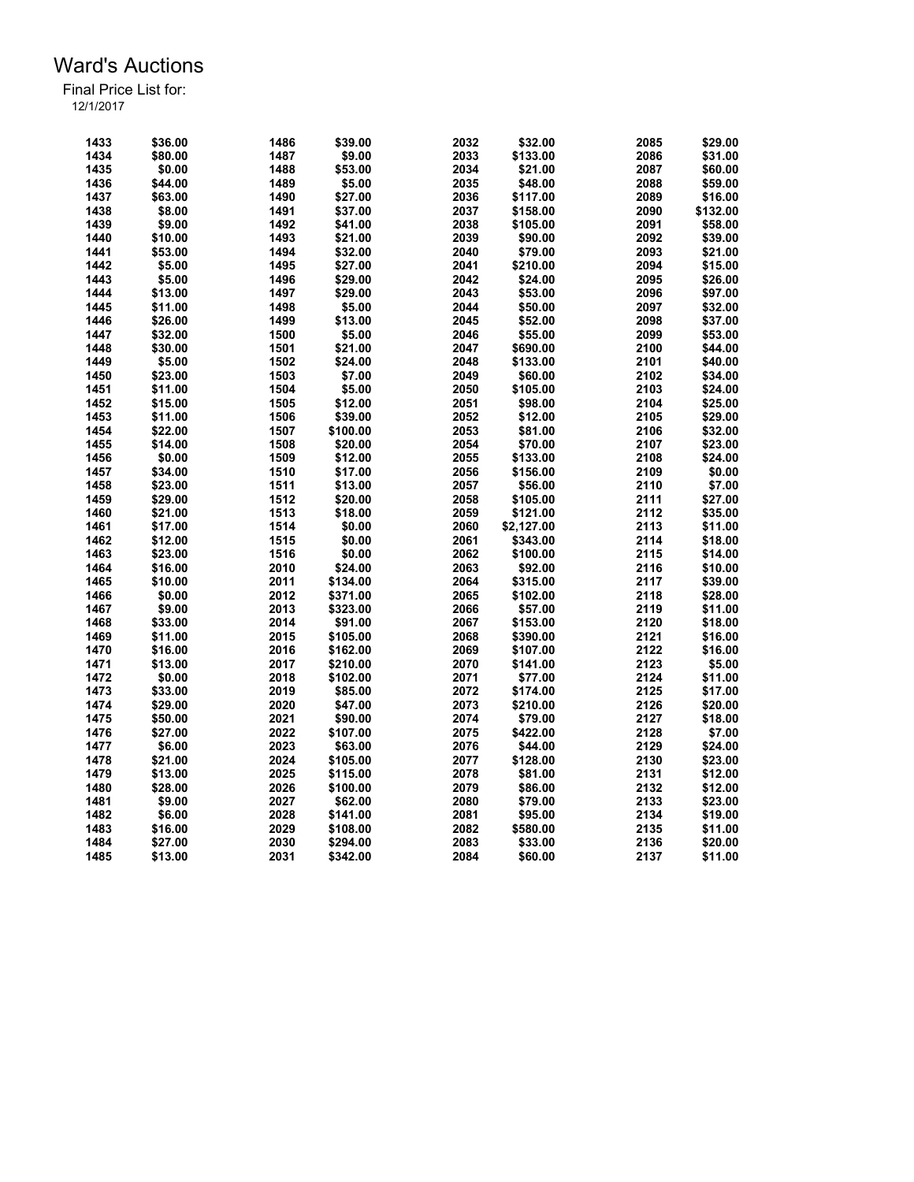# Ward's Auctions

Final Price List for:
12/1/2017

| Lot | Price | Lot | Price | Lot | Price | Lot | Price |
|---|---|---|---|---|---|---|---|
| 1433 | $36.00 | 1486 | $39.00 | 2032 | $32.00 | 2085 | $29.00 |
| 1434 | $80.00 | 1487 | $9.00 | 2033 | $133.00 | 2086 | $31.00 |
| 1435 | $0.00 | 1488 | $53.00 | 2034 | $21.00 | 2087 | $60.00 |
| 1436 | $44.00 | 1489 | $5.00 | 2035 | $48.00 | 2088 | $59.00 |
| 1437 | $63.00 | 1490 | $27.00 | 2036 | $117.00 | 2089 | $16.00 |
| 1438 | $8.00 | 1491 | $37.00 | 2037 | $158.00 | 2090 | $132.00 |
| 1439 | $9.00 | 1492 | $41.00 | 2038 | $105.00 | 2091 | $58.00 |
| 1440 | $10.00 | 1493 | $21.00 | 2039 | $90.00 | 2092 | $39.00 |
| 1441 | $53.00 | 1494 | $32.00 | 2040 | $79.00 | 2093 | $21.00 |
| 1442 | $5.00 | 1495 | $27.00 | 2041 | $210.00 | 2094 | $15.00 |
| 1443 | $5.00 | 1496 | $29.00 | 2042 | $24.00 | 2095 | $26.00 |
| 1444 | $13.00 | 1497 | $29.00 | 2043 | $53.00 | 2096 | $97.00 |
| 1445 | $11.00 | 1498 | $5.00 | 2044 | $50.00 | 2097 | $32.00 |
| 1446 | $26.00 | 1499 | $13.00 | 2045 | $52.00 | 2098 | $37.00 |
| 1447 | $32.00 | 1500 | $5.00 | 2046 | $55.00 | 2099 | $53.00 |
| 1448 | $30.00 | 1501 | $21.00 | 2047 | $690.00 | 2100 | $44.00 |
| 1449 | $5.00 | 1502 | $24.00 | 2048 | $133.00 | 2101 | $40.00 |
| 1450 | $23.00 | 1503 | $7.00 | 2049 | $60.00 | 2102 | $34.00 |
| 1451 | $11.00 | 1504 | $5.00 | 2050 | $105.00 | 2103 | $24.00 |
| 1452 | $15.00 | 1505 | $12.00 | 2051 | $98.00 | 2104 | $25.00 |
| 1453 | $11.00 | 1506 | $39.00 | 2052 | $12.00 | 2105 | $29.00 |
| 1454 | $22.00 | 1507 | $100.00 | 2053 | $81.00 | 2106 | $32.00 |
| 1455 | $14.00 | 1508 | $20.00 | 2054 | $70.00 | 2107 | $23.00 |
| 1456 | $0.00 | 1509 | $12.00 | 2055 | $133.00 | 2108 | $24.00 |
| 1457 | $34.00 | 1510 | $17.00 | 2056 | $156.00 | 2109 | $0.00 |
| 1458 | $23.00 | 1511 | $13.00 | 2057 | $56.00 | 2110 | $7.00 |
| 1459 | $29.00 | 1512 | $20.00 | 2058 | $105.00 | 2111 | $27.00 |
| 1460 | $21.00 | 1513 | $18.00 | 2059 | $121.00 | 2112 | $35.00 |
| 1461 | $17.00 | 1514 | $0.00 | 2060 | $2,127.00 | 2113 | $11.00 |
| 1462 | $12.00 | 1515 | $0.00 | 2061 | $343.00 | 2114 | $18.00 |
| 1463 | $23.00 | 1516 | $0.00 | 2062 | $100.00 | 2115 | $14.00 |
| 1464 | $16.00 | 2010 | $24.00 | 2063 | $92.00 | 2116 | $10.00 |
| 1465 | $10.00 | 2011 | $134.00 | 2064 | $315.00 | 2117 | $39.00 |
| 1466 | $0.00 | 2012 | $371.00 | 2065 | $102.00 | 2118 | $28.00 |
| 1467 | $9.00 | 2013 | $323.00 | 2066 | $57.00 | 2119 | $11.00 |
| 1468 | $33.00 | 2014 | $91.00 | 2067 | $153.00 | 2120 | $18.00 |
| 1469 | $11.00 | 2015 | $105.00 | 2068 | $390.00 | 2121 | $16.00 |
| 1470 | $16.00 | 2016 | $162.00 | 2069 | $107.00 | 2122 | $16.00 |
| 1471 | $13.00 | 2017 | $210.00 | 2070 | $141.00 | 2123 | $5.00 |
| 1472 | $0.00 | 2018 | $102.00 | 2071 | $77.00 | 2124 | $11.00 |
| 1473 | $33.00 | 2019 | $85.00 | 2072 | $174.00 | 2125 | $17.00 |
| 1474 | $29.00 | 2020 | $47.00 | 2073 | $210.00 | 2126 | $20.00 |
| 1475 | $50.00 | 2021 | $90.00 | 2074 | $79.00 | 2127 | $18.00 |
| 1476 | $27.00 | 2022 | $107.00 | 2075 | $422.00 | 2128 | $7.00 |
| 1477 | $6.00 | 2023 | $63.00 | 2076 | $44.00 | 2129 | $24.00 |
| 1478 | $21.00 | 2024 | $105.00 | 2077 | $128.00 | 2130 | $23.00 |
| 1479 | $13.00 | 2025 | $115.00 | 2078 | $81.00 | 2131 | $12.00 |
| 1480 | $28.00 | 2026 | $100.00 | 2079 | $86.00 | 2132 | $12.00 |
| 1481 | $9.00 | 2027 | $62.00 | 2080 | $79.00 | 2133 | $23.00 |
| 1482 | $6.00 | 2028 | $141.00 | 2081 | $95.00 | 2134 | $19.00 |
| 1483 | $16.00 | 2029 | $108.00 | 2082 | $580.00 | 2135 | $11.00 |
| 1484 | $27.00 | 2030 | $294.00 | 2083 | $33.00 | 2136 | $20.00 |
| 1485 | $13.00 | 2031 | $342.00 | 2084 | $60.00 | 2137 | $11.00 |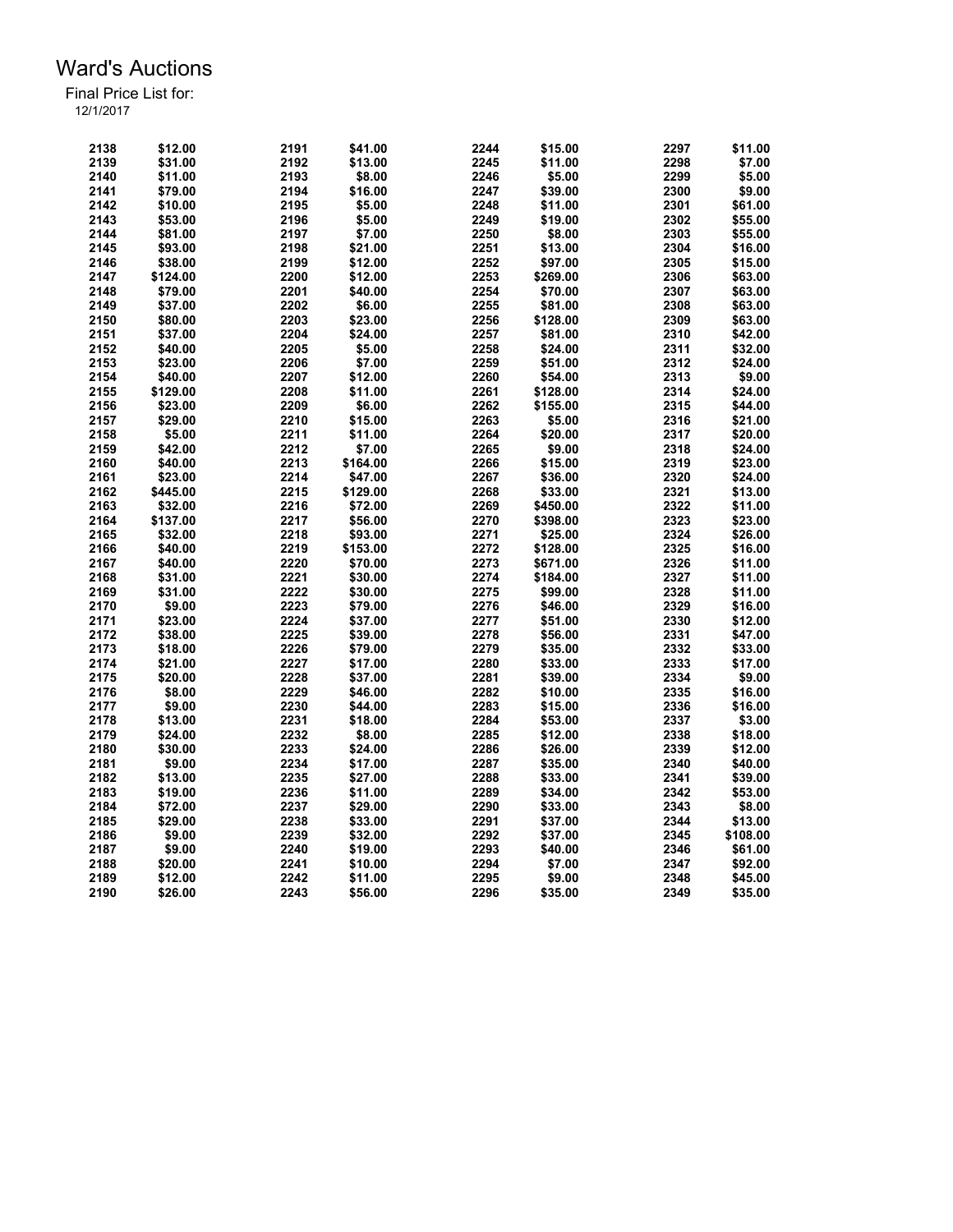# Ward's Auctions

Final Price List for:
12/1/2017

| Lot | Price | Lot | Price | Lot | Price | Lot | Price |
|---|---|---|---|---|---|---|---|
| 2138 | $12.00 | 2191 | $41.00 | 2244 | $15.00 | 2297 | $11.00 |
| 2139 | $31.00 | 2192 | $13.00 | 2245 | $11.00 | 2298 | $7.00 |
| 2140 | $11.00 | 2193 | $8.00 | 2246 | $5.00 | 2299 | $5.00 |
| 2141 | $79.00 | 2194 | $16.00 | 2247 | $39.00 | 2300 | $9.00 |
| 2142 | $10.00 | 2195 | $5.00 | 2248 | $11.00 | 2301 | $61.00 |
| 2143 | $53.00 | 2196 | $5.00 | 2249 | $19.00 | 2302 | $55.00 |
| 2144 | $81.00 | 2197 | $7.00 | 2250 | $8.00 | 2303 | $55.00 |
| 2145 | $93.00 | 2198 | $21.00 | 2251 | $13.00 | 2304 | $16.00 |
| 2146 | $38.00 | 2199 | $12.00 | 2252 | $97.00 | 2305 | $15.00 |
| 2147 | $124.00 | 2200 | $12.00 | 2253 | $269.00 | 2306 | $63.00 |
| 2148 | $79.00 | 2201 | $40.00 | 2254 | $70.00 | 2307 | $63.00 |
| 2149 | $37.00 | 2202 | $6.00 | 2255 | $81.00 | 2308 | $63.00 |
| 2150 | $80.00 | 2203 | $23.00 | 2256 | $128.00 | 2309 | $63.00 |
| 2151 | $37.00 | 2204 | $24.00 | 2257 | $81.00 | 2310 | $42.00 |
| 2152 | $40.00 | 2205 | $5.00 | 2258 | $24.00 | 2311 | $32.00 |
| 2153 | $23.00 | 2206 | $7.00 | 2259 | $51.00 | 2312 | $24.00 |
| 2154 | $40.00 | 2207 | $12.00 | 2260 | $54.00 | 2313 | $9.00 |
| 2155 | $129.00 | 2208 | $11.00 | 2261 | $128.00 | 2314 | $24.00 |
| 2156 | $23.00 | 2209 | $6.00 | 2262 | $155.00 | 2315 | $44.00 |
| 2157 | $29.00 | 2210 | $15.00 | 2263 | $5.00 | 2316 | $21.00 |
| 2158 | $5.00 | 2211 | $11.00 | 2264 | $20.00 | 2317 | $20.00 |
| 2159 | $42.00 | 2212 | $7.00 | 2265 | $9.00 | 2318 | $24.00 |
| 2160 | $40.00 | 2213 | $164.00 | 2266 | $15.00 | 2319 | $23.00 |
| 2161 | $23.00 | 2214 | $47.00 | 2267 | $36.00 | 2320 | $24.00 |
| 2162 | $445.00 | 2215 | $129.00 | 2268 | $33.00 | 2321 | $13.00 |
| 2163 | $32.00 | 2216 | $72.00 | 2269 | $450.00 | 2322 | $11.00 |
| 2164 | $137.00 | 2217 | $56.00 | 2270 | $398.00 | 2323 | $23.00 |
| 2165 | $32.00 | 2218 | $93.00 | 2271 | $25.00 | 2324 | $26.00 |
| 2166 | $40.00 | 2219 | $153.00 | 2272 | $128.00 | 2325 | $16.00 |
| 2167 | $40.00 | 2220 | $70.00 | 2273 | $671.00 | 2326 | $11.00 |
| 2168 | $31.00 | 2221 | $30.00 | 2274 | $184.00 | 2327 | $11.00 |
| 2169 | $31.00 | 2222 | $30.00 | 2275 | $99.00 | 2328 | $11.00 |
| 2170 | $9.00 | 2223 | $79.00 | 2276 | $46.00 | 2329 | $16.00 |
| 2171 | $23.00 | 2224 | $37.00 | 2277 | $51.00 | 2330 | $12.00 |
| 2172 | $38.00 | 2225 | $39.00 | 2278 | $56.00 | 2331 | $47.00 |
| 2173 | $18.00 | 2226 | $79.00 | 2279 | $35.00 | 2332 | $33.00 |
| 2174 | $21.00 | 2227 | $17.00 | 2280 | $33.00 | 2333 | $17.00 |
| 2175 | $20.00 | 2228 | $37.00 | 2281 | $39.00 | 2334 | $9.00 |
| 2176 | $8.00 | 2229 | $46.00 | 2282 | $10.00 | 2335 | $16.00 |
| 2177 | $9.00 | 2230 | $44.00 | 2283 | $15.00 | 2336 | $16.00 |
| 2178 | $13.00 | 2231 | $18.00 | 2284 | $53.00 | 2337 | $3.00 |
| 2179 | $24.00 | 2232 | $8.00 | 2285 | $12.00 | 2338 | $18.00 |
| 2180 | $30.00 | 2233 | $24.00 | 2286 | $26.00 | 2339 | $12.00 |
| 2181 | $9.00 | 2234 | $17.00 | 2287 | $35.00 | 2340 | $40.00 |
| 2182 | $13.00 | 2235 | $27.00 | 2288 | $33.00 | 2341 | $39.00 |
| 2183 | $19.00 | 2236 | $11.00 | 2289 | $34.00 | 2342 | $53.00 |
| 2184 | $72.00 | 2237 | $29.00 | 2290 | $33.00 | 2343 | $8.00 |
| 2185 | $29.00 | 2238 | $33.00 | 2291 | $37.00 | 2344 | $13.00 |
| 2186 | $9.00 | 2239 | $32.00 | 2292 | $37.00 | 2345 | $108.00 |
| 2187 | $9.00 | 2240 | $19.00 | 2293 | $40.00 | 2346 | $61.00 |
| 2188 | $20.00 | 2241 | $10.00 | 2294 | $7.00 | 2347 | $92.00 |
| 2189 | $12.00 | 2242 | $11.00 | 2295 | $9.00 | 2348 | $45.00 |
| 2190 | $26.00 | 2243 | $56.00 | 2296 | $35.00 | 2349 | $35.00 |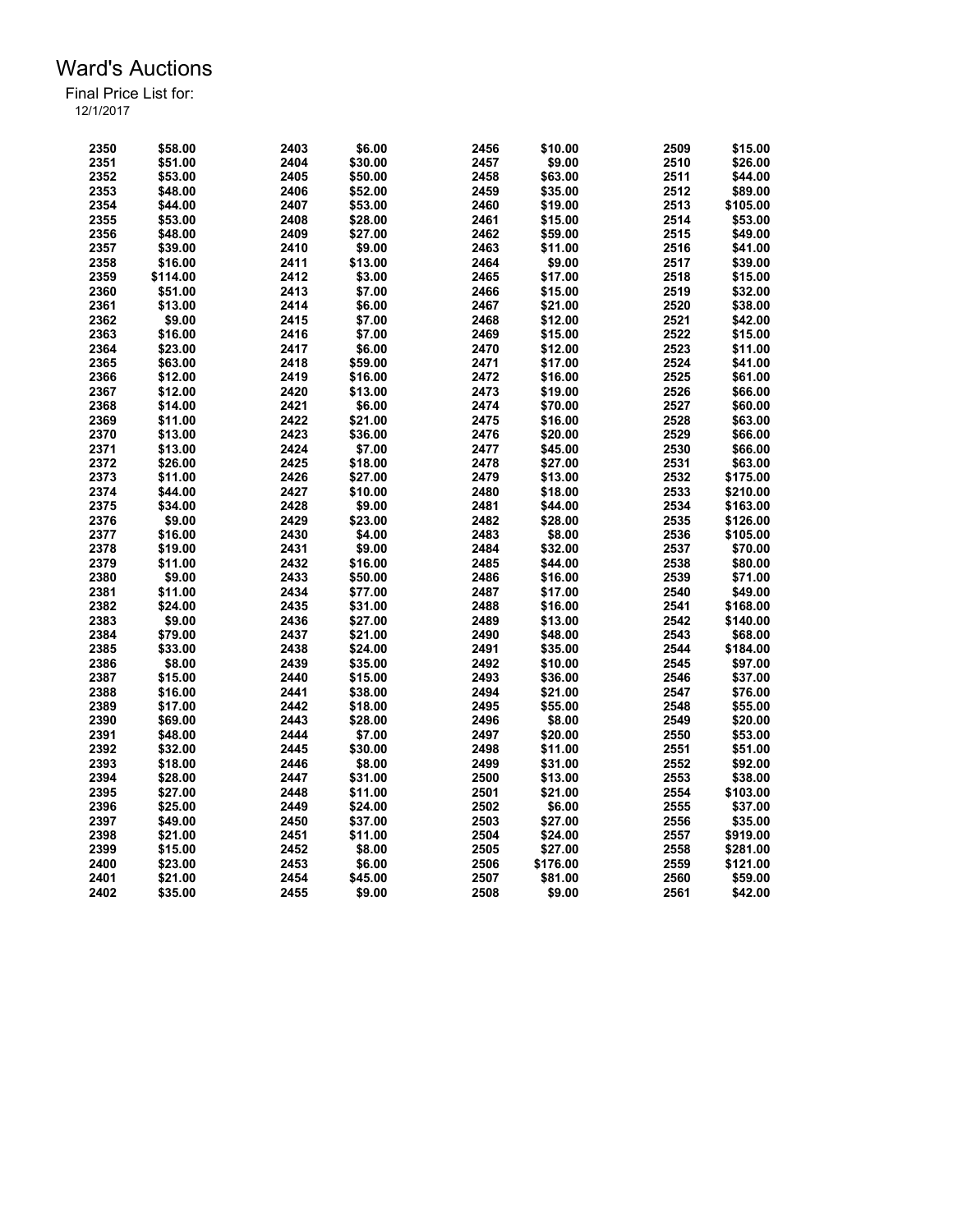# Ward's Auctions

Final Price List for:
12/1/2017

| Lot | Price | Lot | Price | Lot | Price | Lot | Price |
|---|---|---|---|---|---|---|---|
| 2350 | $58.00 | 2403 | $6.00 | 2456 | $10.00 | 2509 | $15.00 |
| 2351 | $51.00 | 2404 | $30.00 | 2457 | $9.00 | 2510 | $26.00 |
| 2352 | $53.00 | 2405 | $50.00 | 2458 | $63.00 | 2511 | $44.00 |
| 2353 | $48.00 | 2406 | $52.00 | 2459 | $35.00 | 2512 | $89.00 |
| 2354 | $44.00 | 2407 | $53.00 | 2460 | $19.00 | 2513 | $105.00 |
| 2355 | $53.00 | 2408 | $28.00 | 2461 | $15.00 | 2514 | $53.00 |
| 2356 | $48.00 | 2409 | $27.00 | 2462 | $59.00 | 2515 | $49.00 |
| 2357 | $39.00 | 2410 | $9.00 | 2463 | $11.00 | 2516 | $41.00 |
| 2358 | $16.00 | 2411 | $13.00 | 2464 | $9.00 | 2517 | $39.00 |
| 2359 | $114.00 | 2412 | $3.00 | 2465 | $17.00 | 2518 | $15.00 |
| 2360 | $51.00 | 2413 | $7.00 | 2466 | $15.00 | 2519 | $32.00 |
| 2361 | $13.00 | 2414 | $6.00 | 2467 | $21.00 | 2520 | $38.00 |
| 2362 | $9.00 | 2415 | $7.00 | 2468 | $12.00 | 2521 | $42.00 |
| 2363 | $16.00 | 2416 | $7.00 | 2469 | $15.00 | 2522 | $15.00 |
| 2364 | $23.00 | 2417 | $6.00 | 2470 | $12.00 | 2523 | $11.00 |
| 2365 | $63.00 | 2418 | $59.00 | 2471 | $17.00 | 2524 | $41.00 |
| 2366 | $12.00 | 2419 | $16.00 | 2472 | $16.00 | 2525 | $61.00 |
| 2367 | $12.00 | 2420 | $13.00 | 2473 | $19.00 | 2526 | $66.00 |
| 2368 | $14.00 | 2421 | $6.00 | 2474 | $70.00 | 2527 | $60.00 |
| 2369 | $11.00 | 2422 | $21.00 | 2475 | $16.00 | 2528 | $63.00 |
| 2370 | $13.00 | 2423 | $36.00 | 2476 | $20.00 | 2529 | $66.00 |
| 2371 | $13.00 | 2424 | $7.00 | 2477 | $45.00 | 2530 | $66.00 |
| 2372 | $26.00 | 2425 | $18.00 | 2478 | $27.00 | 2531 | $63.00 |
| 2373 | $11.00 | 2426 | $27.00 | 2479 | $13.00 | 2532 | $175.00 |
| 2374 | $44.00 | 2427 | $10.00 | 2480 | $18.00 | 2533 | $210.00 |
| 2375 | $34.00 | 2428 | $9.00 | 2481 | $44.00 | 2534 | $163.00 |
| 2376 | $9.00 | 2429 | $23.00 | 2482 | $28.00 | 2535 | $126.00 |
| 2377 | $16.00 | 2430 | $4.00 | 2483 | $8.00 | 2536 | $105.00 |
| 2378 | $19.00 | 2431 | $9.00 | 2484 | $32.00 | 2537 | $70.00 |
| 2379 | $11.00 | 2432 | $16.00 | 2485 | $44.00 | 2538 | $80.00 |
| 2380 | $9.00 | 2433 | $50.00 | 2486 | $16.00 | 2539 | $71.00 |
| 2381 | $11.00 | 2434 | $77.00 | 2487 | $17.00 | 2540 | $49.00 |
| 2382 | $24.00 | 2435 | $31.00 | 2488 | $16.00 | 2541 | $168.00 |
| 2383 | $9.00 | 2436 | $27.00 | 2489 | $13.00 | 2542 | $140.00 |
| 2384 | $79.00 | 2437 | $21.00 | 2490 | $48.00 | 2543 | $68.00 |
| 2385 | $33.00 | 2438 | $24.00 | 2491 | $35.00 | 2544 | $184.00 |
| 2386 | $8.00 | 2439 | $35.00 | 2492 | $10.00 | 2545 | $97.00 |
| 2387 | $15.00 | 2440 | $15.00 | 2493 | $36.00 | 2546 | $37.00 |
| 2388 | $16.00 | 2441 | $38.00 | 2494 | $21.00 | 2547 | $76.00 |
| 2389 | $17.00 | 2442 | $18.00 | 2495 | $55.00 | 2548 | $55.00 |
| 2390 | $69.00 | 2443 | $28.00 | 2496 | $8.00 | 2549 | $20.00 |
| 2391 | $48.00 | 2444 | $7.00 | 2497 | $20.00 | 2550 | $53.00 |
| 2392 | $32.00 | 2445 | $30.00 | 2498 | $11.00 | 2551 | $51.00 |
| 2393 | $18.00 | 2446 | $8.00 | 2499 | $31.00 | 2552 | $92.00 |
| 2394 | $28.00 | 2447 | $31.00 | 2500 | $13.00 | 2553 | $38.00 |
| 2395 | $27.00 | 2448 | $11.00 | 2501 | $21.00 | 2554 | $103.00 |
| 2396 | $25.00 | 2449 | $24.00 | 2502 | $6.00 | 2555 | $37.00 |
| 2397 | $49.00 | 2450 | $37.00 | 2503 | $27.00 | 2556 | $35.00 |
| 2398 | $21.00 | 2451 | $11.00 | 2504 | $24.00 | 2557 | $919.00 |
| 2399 | $15.00 | 2452 | $8.00 | 2505 | $27.00 | 2558 | $281.00 |
| 2400 | $23.00 | 2453 | $6.00 | 2506 | $176.00 | 2559 | $121.00 |
| 2401 | $21.00 | 2454 | $45.00 | 2507 | $81.00 | 2560 | $59.00 |
| 2402 | $35.00 | 2455 | $9.00 | 2508 | $9.00 | 2561 | $42.00 |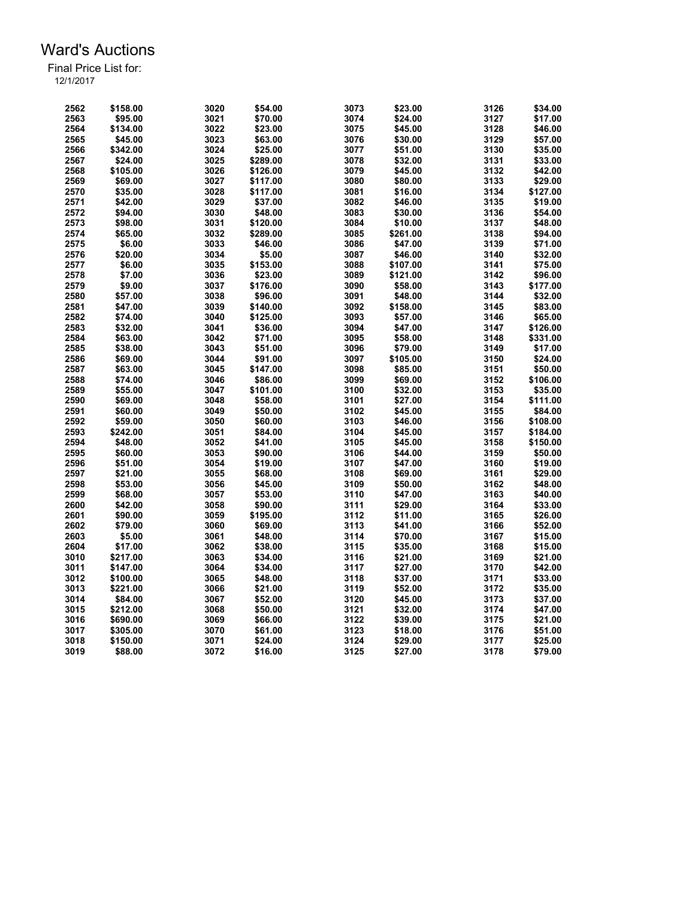# Ward's Auctions

Final Price List for:

12/1/2017

| Lot | Price | Lot | Price | Lot | Price | Lot | Price |
|---|---|---|---|---|---|---|---|
| 2562 | $158.00 | 3020 | $54.00 | 3073 | $23.00 | 3126 | $34.00 |
| 2563 | $95.00 | 3021 | $70.00 | 3074 | $24.00 | 3127 | $17.00 |
| 2564 | $134.00 | 3022 | $23.00 | 3075 | $45.00 | 3128 | $46.00 |
| 2565 | $45.00 | 3023 | $63.00 | 3076 | $30.00 | 3129 | $57.00 |
| 2566 | $342.00 | 3024 | $25.00 | 3077 | $51.00 | 3130 | $35.00 |
| 2567 | $24.00 | 3025 | $289.00 | 3078 | $32.00 | 3131 | $33.00 |
| 2568 | $105.00 | 3026 | $126.00 | 3079 | $45.00 | 3132 | $42.00 |
| 2569 | $69.00 | 3027 | $117.00 | 3080 | $80.00 | 3133 | $29.00 |
| 2570 | $35.00 | 3028 | $117.00 | 3081 | $16.00 | 3134 | $127.00 |
| 2571 | $42.00 | 3029 | $37.00 | 3082 | $46.00 | 3135 | $19.00 |
| 2572 | $94.00 | 3030 | $48.00 | 3083 | $30.00 | 3136 | $54.00 |
| 2573 | $98.00 | 3031 | $120.00 | 3084 | $10.00 | 3137 | $48.00 |
| 2574 | $65.00 | 3032 | $289.00 | 3085 | $261.00 | 3138 | $94.00 |
| 2575 | $6.00 | 3033 | $46.00 | 3086 | $47.00 | 3139 | $71.00 |
| 2576 | $20.00 | 3034 | $5.00 | 3087 | $46.00 | 3140 | $32.00 |
| 2577 | $6.00 | 3035 | $153.00 | 3088 | $107.00 | 3141 | $75.00 |
| 2578 | $7.00 | 3036 | $23.00 | 3089 | $121.00 | 3142 | $96.00 |
| 2579 | $9.00 | 3037 | $176.00 | 3090 | $58.00 | 3143 | $177.00 |
| 2580 | $57.00 | 3038 | $96.00 | 3091 | $48.00 | 3144 | $32.00 |
| 2581 | $47.00 | 3039 | $140.00 | 3092 | $158.00 | 3145 | $83.00 |
| 2582 | $74.00 | 3040 | $125.00 | 3093 | $57.00 | 3146 | $65.00 |
| 2583 | $32.00 | 3041 | $36.00 | 3094 | $47.00 | 3147 | $126.00 |
| 2584 | $63.00 | 3042 | $71.00 | 3095 | $58.00 | 3148 | $331.00 |
| 2585 | $38.00 | 3043 | $51.00 | 3096 | $79.00 | 3149 | $17.00 |
| 2586 | $69.00 | 3044 | $91.00 | 3097 | $105.00 | 3150 | $24.00 |
| 2587 | $63.00 | 3045 | $147.00 | 3098 | $85.00 | 3151 | $50.00 |
| 2588 | $74.00 | 3046 | $86.00 | 3099 | $69.00 | 3152 | $106.00 |
| 2589 | $55.00 | 3047 | $101.00 | 3100 | $32.00 | 3153 | $35.00 |
| 2590 | $69.00 | 3048 | $58.00 | 3101 | $27.00 | 3154 | $111.00 |
| 2591 | $60.00 | 3049 | $50.00 | 3102 | $45.00 | 3155 | $84.00 |
| 2592 | $59.00 | 3050 | $60.00 | 3103 | $46.00 | 3156 | $108.00 |
| 2593 | $242.00 | 3051 | $84.00 | 3104 | $45.00 | 3157 | $184.00 |
| 2594 | $48.00 | 3052 | $41.00 | 3105 | $45.00 | 3158 | $150.00 |
| 2595 | $60.00 | 3053 | $90.00 | 3106 | $44.00 | 3159 | $50.00 |
| 2596 | $51.00 | 3054 | $19.00 | 3107 | $47.00 | 3160 | $19.00 |
| 2597 | $21.00 | 3055 | $68.00 | 3108 | $69.00 | 3161 | $29.00 |
| 2598 | $53.00 | 3056 | $45.00 | 3109 | $50.00 | 3162 | $48.00 |
| 2599 | $68.00 | 3057 | $53.00 | 3110 | $47.00 | 3163 | $40.00 |
| 2600 | $42.00 | 3058 | $90.00 | 3111 | $29.00 | 3164 | $33.00 |
| 2601 | $90.00 | 3059 | $195.00 | 3112 | $11.00 | 3165 | $26.00 |
| 2602 | $79.00 | 3060 | $69.00 | 3113 | $41.00 | 3166 | $52.00 |
| 2603 | $5.00 | 3061 | $48.00 | 3114 | $70.00 | 3167 | $15.00 |
| 2604 | $17.00 | 3062 | $38.00 | 3115 | $35.00 | 3168 | $15.00 |
| 3010 | $217.00 | 3063 | $34.00 | 3116 | $21.00 | 3169 | $21.00 |
| 3011 | $147.00 | 3064 | $34.00 | 3117 | $27.00 | 3170 | $42.00 |
| 3012 | $100.00 | 3065 | $48.00 | 3118 | $37.00 | 3171 | $33.00 |
| 3013 | $221.00 | 3066 | $21.00 | 3119 | $52.00 | 3172 | $35.00 |
| 3014 | $84.00 | 3067 | $52.00 | 3120 | $45.00 | 3173 | $37.00 |
| 3015 | $212.00 | 3068 | $50.00 | 3121 | $32.00 | 3174 | $47.00 |
| 3016 | $690.00 | 3069 | $66.00 | 3122 | $39.00 | 3175 | $21.00 |
| 3017 | $305.00 | 3070 | $61.00 | 3123 | $18.00 | 3176 | $51.00 |
| 3018 | $150.00 | 3071 | $24.00 | 3124 | $29.00 | 3177 | $25.00 |
| 3019 | $88.00 | 3072 | $16.00 | 3125 | $27.00 | 3178 | $79.00 |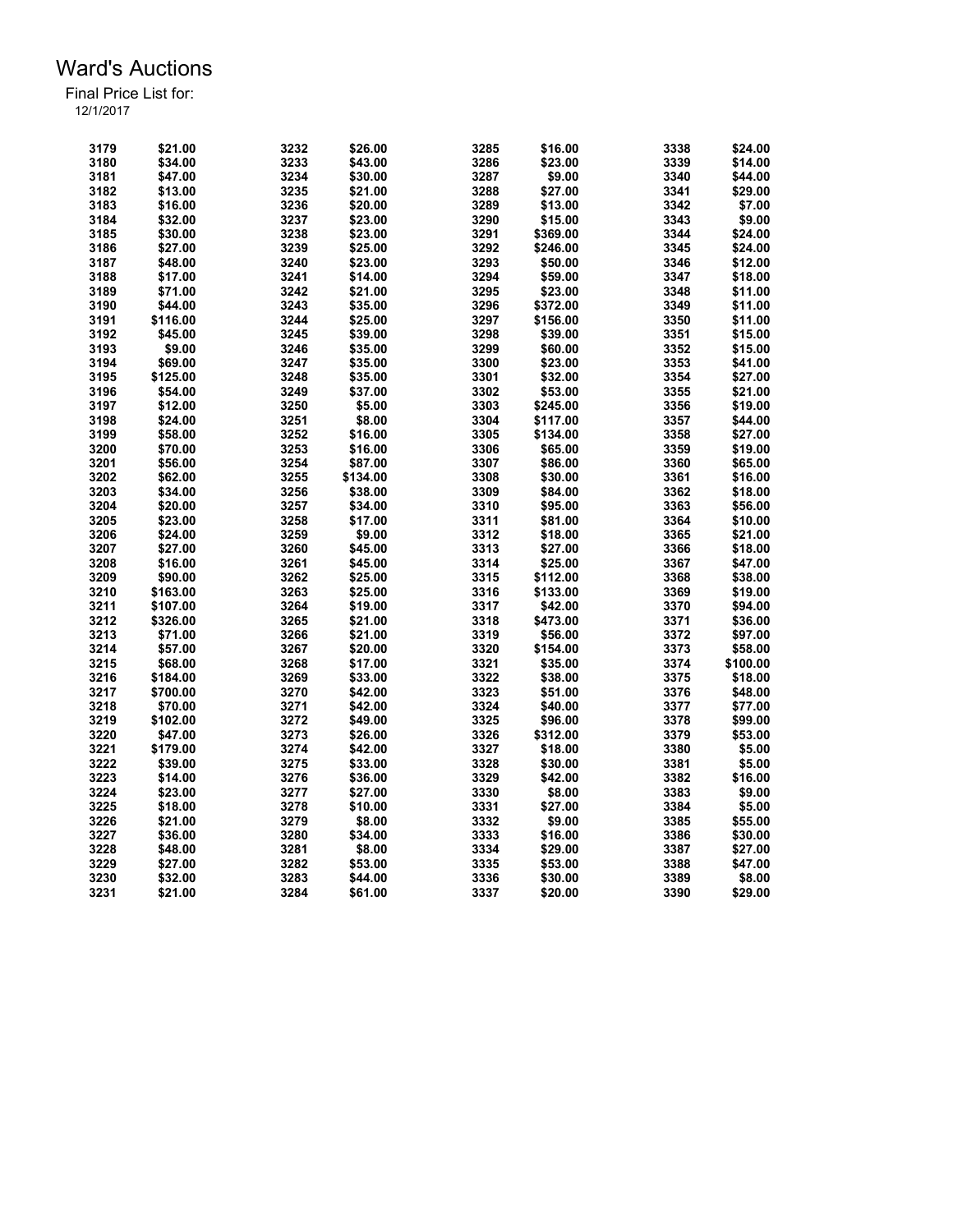# Ward's Auctions

Final Price List for:

12/1/2017

| Lot | Price | Lot | Price | Lot | Price | Lot | Price |
|---|---|---|---|---|---|---|---|
| 3179 | $21.00 | 3232 | $26.00 | 3285 | $16.00 | 3338 | $24.00 |
| 3180 | $34.00 | 3233 | $43.00 | 3286 | $23.00 | 3339 | $14.00 |
| 3181 | $47.00 | 3234 | $30.00 | 3287 | $9.00 | 3340 | $44.00 |
| 3182 | $13.00 | 3235 | $21.00 | 3288 | $27.00 | 3341 | $29.00 |
| 3183 | $16.00 | 3236 | $20.00 | 3289 | $13.00 | 3342 | $7.00 |
| 3184 | $32.00 | 3237 | $23.00 | 3290 | $15.00 | 3343 | $9.00 |
| 3185 | $30.00 | 3238 | $23.00 | 3291 | $369.00 | 3344 | $24.00 |
| 3186 | $27.00 | 3239 | $25.00 | 3292 | $246.00 | 3345 | $24.00 |
| 3187 | $48.00 | 3240 | $23.00 | 3293 | $50.00 | 3346 | $12.00 |
| 3188 | $17.00 | 3241 | $14.00 | 3294 | $59.00 | 3347 | $18.00 |
| 3189 | $71.00 | 3242 | $21.00 | 3295 | $23.00 | 3348 | $11.00 |
| 3190 | $44.00 | 3243 | $35.00 | 3296 | $372.00 | 3349 | $11.00 |
| 3191 | $116.00 | 3244 | $25.00 | 3297 | $156.00 | 3350 | $11.00 |
| 3192 | $45.00 | 3245 | $39.00 | 3298 | $39.00 | 3351 | $15.00 |
| 3193 | $9.00 | 3246 | $35.00 | 3299 | $60.00 | 3352 | $15.00 |
| 3194 | $69.00 | 3247 | $35.00 | 3300 | $23.00 | 3353 | $41.00 |
| 3195 | $125.00 | 3248 | $35.00 | 3301 | $32.00 | 3354 | $27.00 |
| 3196 | $54.00 | 3249 | $37.00 | 3302 | $53.00 | 3355 | $21.00 |
| 3197 | $12.00 | 3250 | $5.00 | 3303 | $245.00 | 3356 | $19.00 |
| 3198 | $24.00 | 3251 | $8.00 | 3304 | $117.00 | 3357 | $44.00 |
| 3199 | $58.00 | 3252 | $16.00 | 3305 | $134.00 | 3358 | $27.00 |
| 3200 | $70.00 | 3253 | $16.00 | 3306 | $65.00 | 3359 | $19.00 |
| 3201 | $56.00 | 3254 | $87.00 | 3307 | $86.00 | 3360 | $65.00 |
| 3202 | $62.00 | 3255 | $134.00 | 3308 | $30.00 | 3361 | $16.00 |
| 3203 | $34.00 | 3256 | $38.00 | 3309 | $84.00 | 3362 | $18.00 |
| 3204 | $20.00 | 3257 | $34.00 | 3310 | $95.00 | 3363 | $56.00 |
| 3205 | $23.00 | 3258 | $17.00 | 3311 | $81.00 | 3364 | $10.00 |
| 3206 | $24.00 | 3259 | $9.00 | 3312 | $18.00 | 3365 | $21.00 |
| 3207 | $27.00 | 3260 | $45.00 | 3313 | $27.00 | 3366 | $18.00 |
| 3208 | $16.00 | 3261 | $45.00 | 3314 | $25.00 | 3367 | $47.00 |
| 3209 | $90.00 | 3262 | $25.00 | 3315 | $112.00 | 3368 | $38.00 |
| 3210 | $163.00 | 3263 | $25.00 | 3316 | $133.00 | 3369 | $19.00 |
| 3211 | $107.00 | 3264 | $19.00 | 3317 | $42.00 | 3370 | $94.00 |
| 3212 | $326.00 | 3265 | $21.00 | 3318 | $473.00 | 3371 | $36.00 |
| 3213 | $71.00 | 3266 | $21.00 | 3319 | $56.00 | 3372 | $97.00 |
| 3214 | $57.00 | 3267 | $20.00 | 3320 | $154.00 | 3373 | $58.00 |
| 3215 | $68.00 | 3268 | $17.00 | 3321 | $35.00 | 3374 | $100.00 |
| 3216 | $184.00 | 3269 | $33.00 | 3322 | $38.00 | 3375 | $18.00 |
| 3217 | $700.00 | 3270 | $42.00 | 3323 | $51.00 | 3376 | $48.00 |
| 3218 | $70.00 | 3271 | $42.00 | 3324 | $40.00 | 3377 | $77.00 |
| 3219 | $102.00 | 3272 | $49.00 | 3325 | $96.00 | 3378 | $99.00 |
| 3220 | $47.00 | 3273 | $26.00 | 3326 | $312.00 | 3379 | $53.00 |
| 3221 | $179.00 | 3274 | $42.00 | 3327 | $18.00 | 3380 | $5.00 |
| 3222 | $39.00 | 3275 | $33.00 | 3328 | $30.00 | 3381 | $5.00 |
| 3223 | $14.00 | 3276 | $36.00 | 3329 | $42.00 | 3382 | $16.00 |
| 3224 | $23.00 | 3277 | $27.00 | 3330 | $8.00 | 3383 | $9.00 |
| 3225 | $18.00 | 3278 | $10.00 | 3331 | $27.00 | 3384 | $5.00 |
| 3226 | $21.00 | 3279 | $8.00 | 3332 | $9.00 | 3385 | $55.00 |
| 3227 | $36.00 | 3280 | $34.00 | 3333 | $16.00 | 3386 | $30.00 |
| 3228 | $48.00 | 3281 | $8.00 | 3334 | $29.00 | 3387 | $27.00 |
| 3229 | $27.00 | 3282 | $53.00 | 3335 | $53.00 | 3388 | $47.00 |
| 3230 | $32.00 | 3283 | $44.00 | 3336 | $30.00 | 3389 | $8.00 |
| 3231 | $21.00 | 3284 | $61.00 | 3337 | $20.00 | 3390 | $29.00 |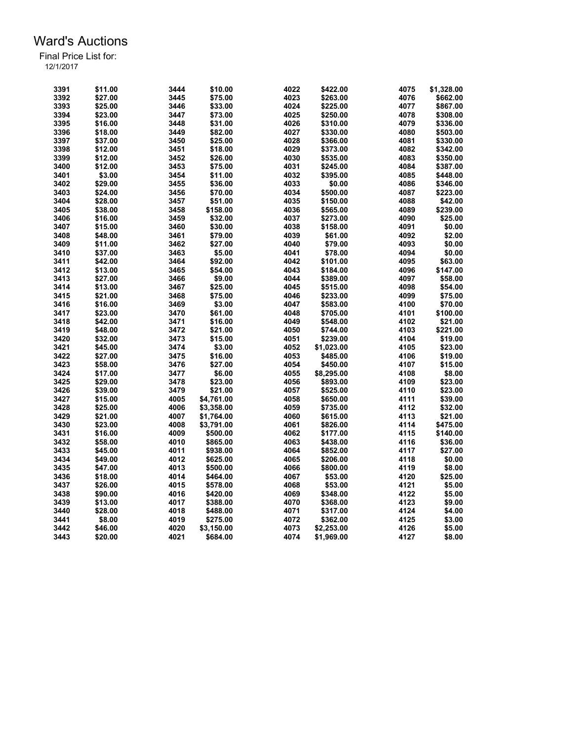# Ward's Auctions

Final Price List for:
12/1/2017

| Lot | Price | Lot | Price | Lot | Price | Lot | Price |
|---|---|---|---|---|---|---|---|
| 3391 | $11.00 | 3444 | $10.00 | 4022 | $422.00 | 4075 | $1,328.00 |
| 3392 | $27.00 | 3445 | $75.00 | 4023 | $263.00 | 4076 | $662.00 |
| 3393 | $25.00 | 3446 | $33.00 | 4024 | $225.00 | 4077 | $867.00 |
| 3394 | $23.00 | 3447 | $73.00 | 4025 | $250.00 | 4078 | $308.00 |
| 3395 | $16.00 | 3448 | $31.00 | 4026 | $310.00 | 4079 | $336.00 |
| 3396 | $18.00 | 3449 | $82.00 | 4027 | $330.00 | 4080 | $503.00 |
| 3397 | $37.00 | 3450 | $25.00 | 4028 | $366.00 | 4081 | $330.00 |
| 3398 | $12.00 | 3451 | $18.00 | 4029 | $373.00 | 4082 | $342.00 |
| 3399 | $12.00 | 3452 | $26.00 | 4030 | $535.00 | 4083 | $350.00 |
| 3400 | $12.00 | 3453 | $75.00 | 4031 | $245.00 | 4084 | $387.00 |
| 3401 | $3.00 | 3454 | $11.00 | 4032 | $395.00 | 4085 | $448.00 |
| 3402 | $29.00 | 3455 | $36.00 | 4033 | $0.00 | 4086 | $346.00 |
| 3403 | $24.00 | 3456 | $70.00 | 4034 | $500.00 | 4087 | $223.00 |
| 3404 | $28.00 | 3457 | $51.00 | 4035 | $150.00 | 4088 | $42.00 |
| 3405 | $38.00 | 3458 | $158.00 | 4036 | $565.00 | 4089 | $239.00 |
| 3406 | $16.00 | 3459 | $32.00 | 4037 | $273.00 | 4090 | $25.00 |
| 3407 | $15.00 | 3460 | $30.00 | 4038 | $158.00 | 4091 | $0.00 |
| 3408 | $48.00 | 3461 | $79.00 | 4039 | $61.00 | 4092 | $2.00 |
| 3409 | $11.00 | 3462 | $27.00 | 4040 | $79.00 | 4093 | $0.00 |
| 3410 | $37.00 | 3463 | $5.00 | 4041 | $78.00 | 4094 | $0.00 |
| 3411 | $42.00 | 3464 | $92.00 | 4042 | $101.00 | 4095 | $63.00 |
| 3412 | $13.00 | 3465 | $54.00 | 4043 | $184.00 | 4096 | $147.00 |
| 3413 | $27.00 | 3466 | $9.00 | 4044 | $389.00 | 4097 | $58.00 |
| 3414 | $13.00 | 3467 | $25.00 | 4045 | $515.00 | 4098 | $54.00 |
| 3415 | $21.00 | 3468 | $75.00 | 4046 | $233.00 | 4099 | $75.00 |
| 3416 | $16.00 | 3469 | $3.00 | 4047 | $583.00 | 4100 | $70.00 |
| 3417 | $23.00 | 3470 | $61.00 | 4048 | $705.00 | 4101 | $100.00 |
| 3418 | $42.00 | 3471 | $16.00 | 4049 | $548.00 | 4102 | $21.00 |
| 3419 | $48.00 | 3472 | $21.00 | 4050 | $744.00 | 4103 | $221.00 |
| 3420 | $32.00 | 3473 | $15.00 | 4051 | $239.00 | 4104 | $19.00 |
| 3421 | $45.00 | 3474 | $3.00 | 4052 | $1,023.00 | 4105 | $23.00 |
| 3422 | $27.00 | 3475 | $16.00 | 4053 | $485.00 | 4106 | $19.00 |
| 3423 | $58.00 | 3476 | $27.00 | 4054 | $450.00 | 4107 | $15.00 |
| 3424 | $17.00 | 3477 | $6.00 | 4055 | $8,295.00 | 4108 | $8.00 |
| 3425 | $29.00 | 3478 | $23.00 | 4056 | $893.00 | 4109 | $23.00 |
| 3426 | $39.00 | 3479 | $21.00 | 4057 | $525.00 | 4110 | $23.00 |
| 3427 | $15.00 | 4005 | $4,761.00 | 4058 | $650.00 | 4111 | $39.00 |
| 3428 | $25.00 | 4006 | $3,358.00 | 4059 | $735.00 | 4112 | $32.00 |
| 3429 | $21.00 | 4007 | $1,764.00 | 4060 | $615.00 | 4113 | $21.00 |
| 3430 | $23.00 | 4008 | $3,791.00 | 4061 | $826.00 | 4114 | $475.00 |
| 3431 | $16.00 | 4009 | $500.00 | 4062 | $177.00 | 4115 | $140.00 |
| 3432 | $58.00 | 4010 | $865.00 | 4063 | $438.00 | 4116 | $36.00 |
| 3433 | $45.00 | 4011 | $938.00 | 4064 | $852.00 | 4117 | $27.00 |
| 3434 | $49.00 | 4012 | $625.00 | 4065 | $206.00 | 4118 | $0.00 |
| 3435 | $47.00 | 4013 | $500.00 | 4066 | $800.00 | 4119 | $8.00 |
| 3436 | $18.00 | 4014 | $464.00 | 4067 | $53.00 | 4120 | $25.00 |
| 3437 | $26.00 | 4015 | $578.00 | 4068 | $53.00 | 4121 | $5.00 |
| 3438 | $90.00 | 4016 | $420.00 | 4069 | $348.00 | 4122 | $5.00 |
| 3439 | $13.00 | 4017 | $388.00 | 4070 | $368.00 | 4123 | $9.00 |
| 3440 | $28.00 | 4018 | $488.00 | 4071 | $317.00 | 4124 | $4.00 |
| 3441 | $8.00 | 4019 | $275.00 | 4072 | $362.00 | 4125 | $3.00 |
| 3442 | $46.00 | 4020 | $3,150.00 | 4073 | $2,253.00 | 4126 | $5.00 |
| 3443 | $20.00 | 4021 | $684.00 | 4074 | $1,969.00 | 4127 | $8.00 |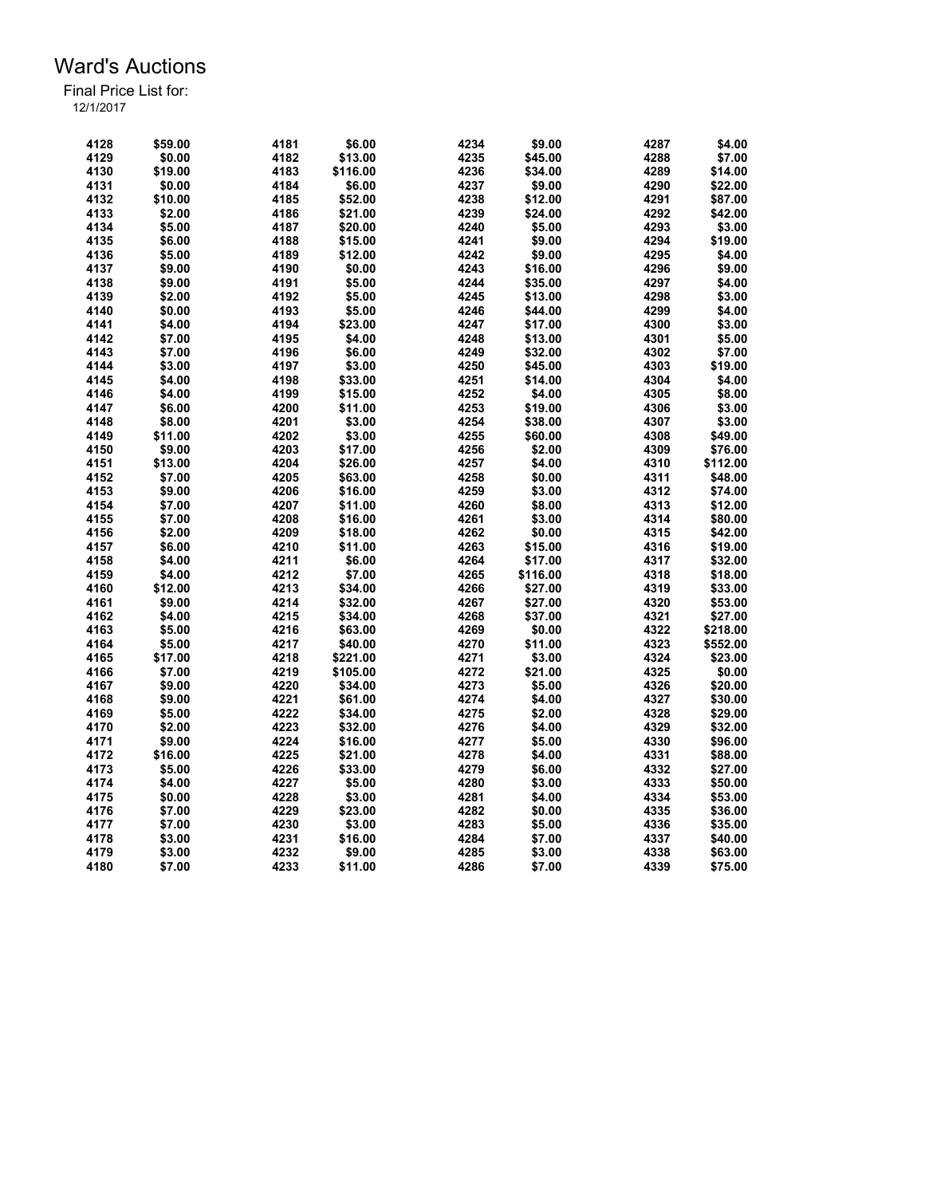# Ward's Auctions

Final Price List for:
12/1/2017

| Lot | Price | Lot | Price | Lot | Price | Lot | Price |
|---|---|---|---|---|---|---|---|
| 4128 | $59.00 | 4181 | $6.00 | 4234 | $9.00 | 4287 | $4.00 |
| 4129 | $0.00 | 4182 | $13.00 | 4235 | $45.00 | 4288 | $7.00 |
| 4130 | $19.00 | 4183 | $116.00 | 4236 | $34.00 | 4289 | $14.00 |
| 4131 | $0.00 | 4184 | $6.00 | 4237 | $9.00 | 4290 | $22.00 |
| 4132 | $10.00 | 4185 | $52.00 | 4238 | $12.00 | 4291 | $87.00 |
| 4133 | $2.00 | 4186 | $21.00 | 4239 | $24.00 | 4292 | $42.00 |
| 4134 | $5.00 | 4187 | $20.00 | 4240 | $5.00 | 4293 | $3.00 |
| 4135 | $6.00 | 4188 | $15.00 | 4241 | $9.00 | 4294 | $19.00 |
| 4136 | $5.00 | 4189 | $12.00 | 4242 | $9.00 | 4295 | $4.00 |
| 4137 | $9.00 | 4190 | $0.00 | 4243 | $16.00 | 4296 | $9.00 |
| 4138 | $9.00 | 4191 | $5.00 | 4244 | $35.00 | 4297 | $4.00 |
| 4139 | $2.00 | 4192 | $5.00 | 4245 | $13.00 | 4298 | $3.00 |
| 4140 | $0.00 | 4193 | $5.00 | 4246 | $44.00 | 4299 | $4.00 |
| 4141 | $4.00 | 4194 | $23.00 | 4247 | $17.00 | 4300 | $3.00 |
| 4142 | $7.00 | 4195 | $4.00 | 4248 | $13.00 | 4301 | $5.00 |
| 4143 | $7.00 | 4196 | $6.00 | 4249 | $32.00 | 4302 | $7.00 |
| 4144 | $3.00 | 4197 | $3.00 | 4250 | $45.00 | 4303 | $19.00 |
| 4145 | $4.00 | 4198 | $33.00 | 4251 | $14.00 | 4304 | $4.00 |
| 4146 | $4.00 | 4199 | $15.00 | 4252 | $4.00 | 4305 | $8.00 |
| 4147 | $6.00 | 4200 | $11.00 | 4253 | $19.00 | 4306 | $3.00 |
| 4148 | $8.00 | 4201 | $3.00 | 4254 | $38.00 | 4307 | $3.00 |
| 4149 | $11.00 | 4202 | $3.00 | 4255 | $60.00 | 4308 | $49.00 |
| 4150 | $9.00 | 4203 | $17.00 | 4256 | $2.00 | 4309 | $76.00 |
| 4151 | $13.00 | 4204 | $26.00 | 4257 | $4.00 | 4310 | $112.00 |
| 4152 | $7.00 | 4205 | $63.00 | 4258 | $0.00 | 4311 | $48.00 |
| 4153 | $9.00 | 4206 | $16.00 | 4259 | $3.00 | 4312 | $74.00 |
| 4154 | $7.00 | 4207 | $11.00 | 4260 | $8.00 | 4313 | $12.00 |
| 4155 | $7.00 | 4208 | $16.00 | 4261 | $3.00 | 4314 | $80.00 |
| 4156 | $2.00 | 4209 | $18.00 | 4262 | $0.00 | 4315 | $42.00 |
| 4157 | $6.00 | 4210 | $11.00 | 4263 | $15.00 | 4316 | $19.00 |
| 4158 | $4.00 | 4211 | $6.00 | 4264 | $17.00 | 4317 | $32.00 |
| 4159 | $4.00 | 4212 | $7.00 | 4265 | $116.00 | 4318 | $18.00 |
| 4160 | $12.00 | 4213 | $34.00 | 4266 | $27.00 | 4319 | $33.00 |
| 4161 | $9.00 | 4214 | $32.00 | 4267 | $27.00 | 4320 | $53.00 |
| 4162 | $4.00 | 4215 | $34.00 | 4268 | $37.00 | 4321 | $27.00 |
| 4163 | $5.00 | 4216 | $63.00 | 4269 | $0.00 | 4322 | $218.00 |
| 4164 | $5.00 | 4217 | $40.00 | 4270 | $11.00 | 4323 | $552.00 |
| 4165 | $17.00 | 4218 | $221.00 | 4271 | $3.00 | 4324 | $23.00 |
| 4166 | $7.00 | 4219 | $105.00 | 4272 | $21.00 | 4325 | $0.00 |
| 4167 | $9.00 | 4220 | $34.00 | 4273 | $5.00 | 4326 | $20.00 |
| 4168 | $9.00 | 4221 | $61.00 | 4274 | $4.00 | 4327 | $30.00 |
| 4169 | $5.00 | 4222 | $34.00 | 4275 | $2.00 | 4328 | $29.00 |
| 4170 | $2.00 | 4223 | $32.00 | 4276 | $4.00 | 4329 | $32.00 |
| 4171 | $9.00 | 4224 | $16.00 | 4277 | $5.00 | 4330 | $96.00 |
| 4172 | $16.00 | 4225 | $21.00 | 4278 | $4.00 | 4331 | $88.00 |
| 4173 | $5.00 | 4226 | $33.00 | 4279 | $6.00 | 4332 | $27.00 |
| 4174 | $4.00 | 4227 | $5.00 | 4280 | $3.00 | 4333 | $50.00 |
| 4175 | $0.00 | 4228 | $3.00 | 4281 | $4.00 | 4334 | $53.00 |
| 4176 | $7.00 | 4229 | $23.00 | 4282 | $0.00 | 4335 | $36.00 |
| 4177 | $7.00 | 4230 | $3.00 | 4283 | $5.00 | 4336 | $35.00 |
| 4178 | $3.00 | 4231 | $16.00 | 4284 | $7.00 | 4337 | $40.00 |
| 4179 | $3.00 | 4232 | $9.00 | 4285 | $3.00 | 4338 | $63.00 |
| 4180 | $7.00 | 4233 | $11.00 | 4286 | $7.00 | 4339 | $75.00 |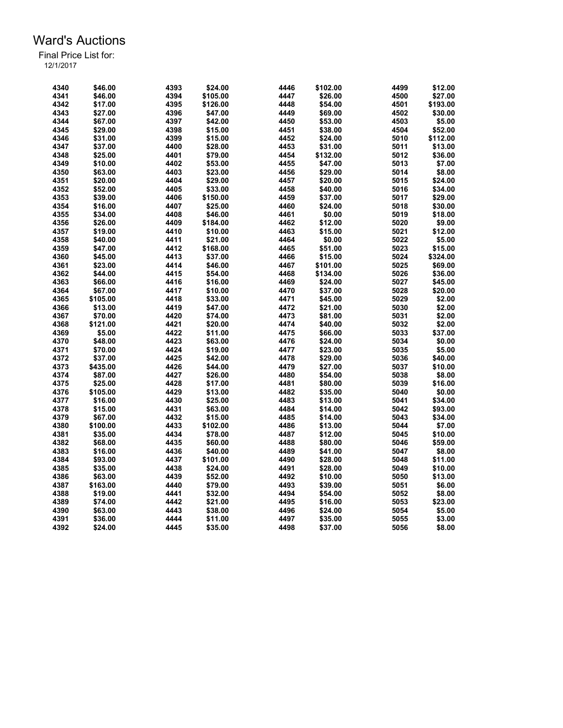# Ward's Auctions

Final Price List for:
12/1/2017

| Lot | Price | Lot | Price | Lot | Price | Lot | Price |
|---|---|---|---|---|---|---|---|
| 4340 | $46.00 | 4393 | $24.00 | 4446 | $102.00 | 4499 | $12.00 |
| 4341 | $46.00 | 4394 | $105.00 | 4447 | $26.00 | 4500 | $27.00 |
| 4342 | $17.00 | 4395 | $126.00 | 4448 | $54.00 | 4501 | $193.00 |
| 4343 | $27.00 | 4396 | $47.00 | 4449 | $69.00 | 4502 | $30.00 |
| 4344 | $67.00 | 4397 | $42.00 | 4450 | $53.00 | 4503 | $5.00 |
| 4345 | $29.00 | 4398 | $15.00 | 4451 | $38.00 | 4504 | $52.00 |
| 4346 | $31.00 | 4399 | $15.00 | 4452 | $24.00 | 5010 | $112.00 |
| 4347 | $37.00 | 4400 | $28.00 | 4453 | $31.00 | 5011 | $13.00 |
| 4348 | $25.00 | 4401 | $79.00 | 4454 | $132.00 | 5012 | $36.00 |
| 4349 | $10.00 | 4402 | $53.00 | 4455 | $47.00 | 5013 | $7.00 |
| 4350 | $63.00 | 4403 | $23.00 | 4456 | $29.00 | 5014 | $8.00 |
| 4351 | $20.00 | 4404 | $29.00 | 4457 | $20.00 | 5015 | $24.00 |
| 4352 | $52.00 | 4405 | $33.00 | 4458 | $40.00 | 5016 | $34.00 |
| 4353 | $39.00 | 4406 | $150.00 | 4459 | $37.00 | 5017 | $29.00 |
| 4354 | $16.00 | 4407 | $25.00 | 4460 | $24.00 | 5018 | $30.00 |
| 4355 | $34.00 | 4408 | $46.00 | 4461 | $0.00 | 5019 | $18.00 |
| 4356 | $26.00 | 4409 | $184.00 | 4462 | $12.00 | 5020 | $9.00 |
| 4357 | $19.00 | 4410 | $10.00 | 4463 | $15.00 | 5021 | $12.00 |
| 4358 | $40.00 | 4411 | $21.00 | 4464 | $0.00 | 5022 | $5.00 |
| 4359 | $47.00 | 4412 | $168.00 | 4465 | $51.00 | 5023 | $15.00 |
| 4360 | $45.00 | 4413 | $37.00 | 4466 | $15.00 | 5024 | $324.00 |
| 4361 | $23.00 | 4414 | $46.00 | 4467 | $101.00 | 5025 | $69.00 |
| 4362 | $44.00 | 4415 | $54.00 | 4468 | $134.00 | 5026 | $36.00 |
| 4363 | $66.00 | 4416 | $16.00 | 4469 | $24.00 | 5027 | $45.00 |
| 4364 | $67.00 | 4417 | $10.00 | 4470 | $37.00 | 5028 | $20.00 |
| 4365 | $105.00 | 4418 | $33.00 | 4471 | $45.00 | 5029 | $2.00 |
| 4366 | $13.00 | 4419 | $47.00 | 4472 | $21.00 | 5030 | $2.00 |
| 4367 | $70.00 | 4420 | $74.00 | 4473 | $81.00 | 5031 | $2.00 |
| 4368 | $121.00 | 4421 | $20.00 | 4474 | $40.00 | 5032 | $2.00 |
| 4369 | $5.00 | 4422 | $11.00 | 4475 | $66.00 | 5033 | $37.00 |
| 4370 | $48.00 | 4423 | $63.00 | 4476 | $24.00 | 5034 | $0.00 |
| 4371 | $70.00 | 4424 | $19.00 | 4477 | $23.00 | 5035 | $5.00 |
| 4372 | $37.00 | 4425 | $42.00 | 4478 | $29.00 | 5036 | $40.00 |
| 4373 | $435.00 | 4426 | $44.00 | 4479 | $27.00 | 5037 | $10.00 |
| 4374 | $87.00 | 4427 | $26.00 | 4480 | $54.00 | 5038 | $8.00 |
| 4375 | $25.00 | 4428 | $17.00 | 4481 | $80.00 | 5039 | $16.00 |
| 4376 | $105.00 | 4429 | $13.00 | 4482 | $35.00 | 5040 | $0.00 |
| 4377 | $16.00 | 4430 | $25.00 | 4483 | $13.00 | 5041 | $34.00 |
| 4378 | $15.00 | 4431 | $63.00 | 4484 | $14.00 | 5042 | $93.00 |
| 4379 | $67.00 | 4432 | $15.00 | 4485 | $14.00 | 5043 | $34.00 |
| 4380 | $100.00 | 4433 | $102.00 | 4486 | $13.00 | 5044 | $7.00 |
| 4381 | $35.00 | 4434 | $78.00 | 4487 | $12.00 | 5045 | $10.00 |
| 4382 | $68.00 | 4435 | $60.00 | 4488 | $80.00 | 5046 | $59.00 |
| 4383 | $16.00 | 4436 | $40.00 | 4489 | $41.00 | 5047 | $8.00 |
| 4384 | $93.00 | 4437 | $101.00 | 4490 | $28.00 | 5048 | $11.00 |
| 4385 | $35.00 | 4438 | $24.00 | 4491 | $28.00 | 5049 | $10.00 |
| 4386 | $63.00 | 4439 | $52.00 | 4492 | $10.00 | 5050 | $13.00 |
| 4387 | $163.00 | 4440 | $79.00 | 4493 | $39.00 | 5051 | $6.00 |
| 4388 | $19.00 | 4441 | $32.00 | 4494 | $54.00 | 5052 | $8.00 |
| 4389 | $74.00 | 4442 | $21.00 | 4495 | $16.00 | 5053 | $23.00 |
| 4390 | $63.00 | 4443 | $38.00 | 4496 | $24.00 | 5054 | $5.00 |
| 4391 | $36.00 | 4444 | $11.00 | 4497 | $35.00 | 5055 | $3.00 |
| 4392 | $24.00 | 4445 | $35.00 | 4498 | $37.00 | 5056 | $8.00 |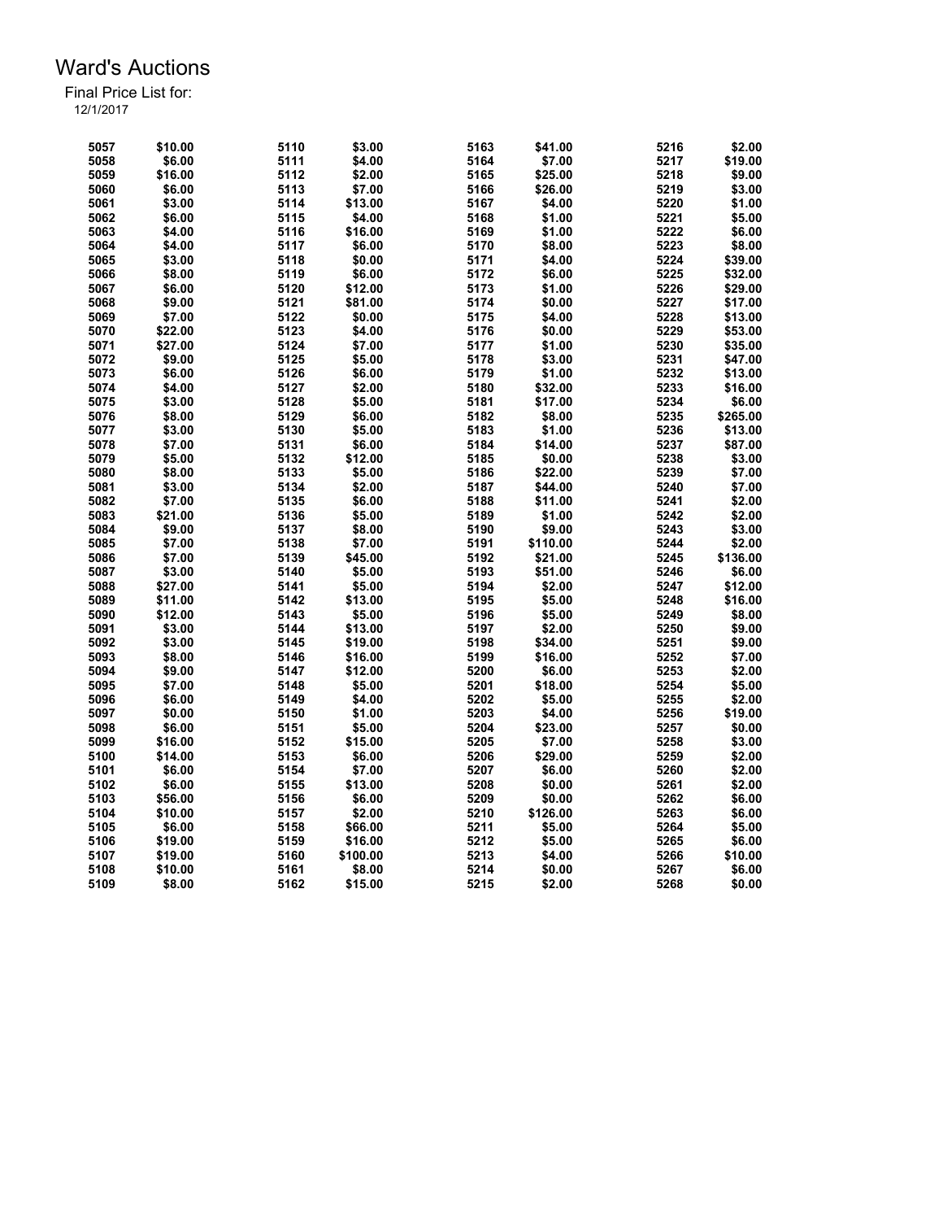# Ward's Auctions

Final Price List for:
12/1/2017

| Lot | Price | Lot | Price | Lot | Price | Lot | Price |
|---|---|---|---|---|---|---|---|
| 5057 | $10.00 | 5110 | $3.00 | 5163 | $41.00 | 5216 | $2.00 |
| 5058 | $6.00 | 5111 | $4.00 | 5164 | $7.00 | 5217 | $19.00 |
| 5059 | $16.00 | 5112 | $2.00 | 5165 | $25.00 | 5218 | $9.00 |
| 5060 | $6.00 | 5113 | $7.00 | 5166 | $26.00 | 5219 | $3.00 |
| 5061 | $3.00 | 5114 | $13.00 | 5167 | $4.00 | 5220 | $1.00 |
| 5062 | $6.00 | 5115 | $4.00 | 5168 | $1.00 | 5221 | $5.00 |
| 5063 | $4.00 | 5116 | $16.00 | 5169 | $1.00 | 5222 | $6.00 |
| 5064 | $4.00 | 5117 | $6.00 | 5170 | $8.00 | 5223 | $8.00 |
| 5065 | $3.00 | 5118 | $0.00 | 5171 | $4.00 | 5224 | $39.00 |
| 5066 | $8.00 | 5119 | $6.00 | 5172 | $6.00 | 5225 | $32.00 |
| 5067 | $6.00 | 5120 | $12.00 | 5173 | $1.00 | 5226 | $29.00 |
| 5068 | $9.00 | 5121 | $81.00 | 5174 | $0.00 | 5227 | $17.00 |
| 5069 | $7.00 | 5122 | $0.00 | 5175 | $4.00 | 5228 | $13.00 |
| 5070 | $22.00 | 5123 | $4.00 | 5176 | $0.00 | 5229 | $53.00 |
| 5071 | $27.00 | 5124 | $7.00 | 5177 | $1.00 | 5230 | $35.00 |
| 5072 | $9.00 | 5125 | $5.00 | 5178 | $3.00 | 5231 | $47.00 |
| 5073 | $6.00 | 5126 | $6.00 | 5179 | $1.00 | 5232 | $13.00 |
| 5074 | $4.00 | 5127 | $2.00 | 5180 | $32.00 | 5233 | $16.00 |
| 5075 | $3.00 | 5128 | $5.00 | 5181 | $17.00 | 5234 | $6.00 |
| 5076 | $8.00 | 5129 | $6.00 | 5182 | $8.00 | 5235 | $265.00 |
| 5077 | $3.00 | 5130 | $5.00 | 5183 | $1.00 | 5236 | $13.00 |
| 5078 | $7.00 | 5131 | $6.00 | 5184 | $14.00 | 5237 | $87.00 |
| 5079 | $5.00 | 5132 | $12.00 | 5185 | $0.00 | 5238 | $3.00 |
| 5080 | $8.00 | 5133 | $5.00 | 5186 | $22.00 | 5239 | $7.00 |
| 5081 | $3.00 | 5134 | $2.00 | 5187 | $44.00 | 5240 | $7.00 |
| 5082 | $7.00 | 5135 | $6.00 | 5188 | $11.00 | 5241 | $2.00 |
| 5083 | $21.00 | 5136 | $5.00 | 5189 | $1.00 | 5242 | $2.00 |
| 5084 | $9.00 | 5137 | $8.00 | 5190 | $9.00 | 5243 | $3.00 |
| 5085 | $7.00 | 5138 | $7.00 | 5191 | $110.00 | 5244 | $2.00 |
| 5086 | $7.00 | 5139 | $45.00 | 5192 | $21.00 | 5245 | $136.00 |
| 5087 | $3.00 | 5140 | $5.00 | 5193 | $51.00 | 5246 | $6.00 |
| 5088 | $27.00 | 5141 | $5.00 | 5194 | $2.00 | 5247 | $12.00 |
| 5089 | $11.00 | 5142 | $13.00 | 5195 | $5.00 | 5248 | $16.00 |
| 5090 | $12.00 | 5143 | $5.00 | 5196 | $5.00 | 5249 | $8.00 |
| 5091 | $3.00 | 5144 | $13.00 | 5197 | $2.00 | 5250 | $9.00 |
| 5092 | $3.00 | 5145 | $19.00 | 5198 | $34.00 | 5251 | $9.00 |
| 5093 | $8.00 | 5146 | $16.00 | 5199 | $16.00 | 5252 | $7.00 |
| 5094 | $9.00 | 5147 | $12.00 | 5200 | $6.00 | 5253 | $2.00 |
| 5095 | $7.00 | 5148 | $5.00 | 5201 | $18.00 | 5254 | $5.00 |
| 5096 | $6.00 | 5149 | $4.00 | 5202 | $5.00 | 5255 | $2.00 |
| 5097 | $0.00 | 5150 | $1.00 | 5203 | $4.00 | 5256 | $19.00 |
| 5098 | $6.00 | 5151 | $5.00 | 5204 | $23.00 | 5257 | $0.00 |
| 5099 | $16.00 | 5152 | $15.00 | 5205 | $7.00 | 5258 | $3.00 |
| 5100 | $14.00 | 5153 | $6.00 | 5206 | $29.00 | 5259 | $2.00 |
| 5101 | $6.00 | 5154 | $7.00 | 5207 | $6.00 | 5260 | $2.00 |
| 5102 | $6.00 | 5155 | $13.00 | 5208 | $0.00 | 5261 | $2.00 |
| 5103 | $56.00 | 5156 | $6.00 | 5209 | $0.00 | 5262 | $6.00 |
| 5104 | $10.00 | 5157 | $2.00 | 5210 | $126.00 | 5263 | $6.00 |
| 5105 | $6.00 | 5158 | $66.00 | 5211 | $5.00 | 5264 | $5.00 |
| 5106 | $19.00 | 5159 | $16.00 | 5212 | $5.00 | 5265 | $6.00 |
| 5107 | $19.00 | 5160 | $100.00 | 5213 | $4.00 | 5266 | $10.00 |
| 5108 | $10.00 | 5161 | $8.00 | 5214 | $0.00 | 5267 | $6.00 |
| 5109 | $8.00 | 5162 | $15.00 | 5215 | $2.00 | 5268 | $0.00 |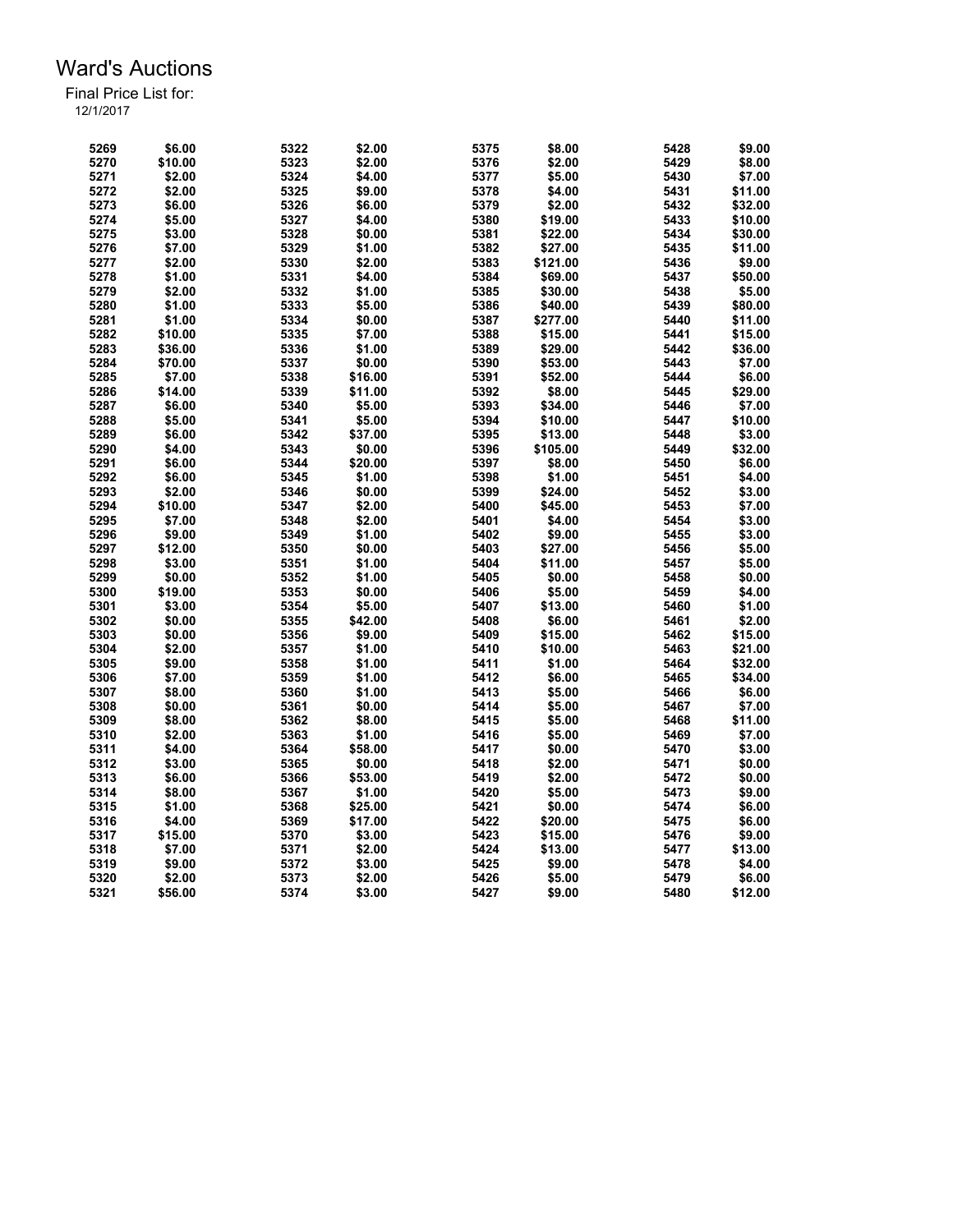# Ward's Auctions

Final Price List for:
12/1/2017

| Lot | Price | Lot | Price | Lot | Price | Lot | Price |
|---|---|---|---|---|---|---|---|
| 5269 | $6.00 | 5322 | $2.00 | 5375 | $8.00 | 5428 | $9.00 |
| 5270 | $10.00 | 5323 | $2.00 | 5376 | $2.00 | 5429 | $8.00 |
| 5271 | $2.00 | 5324 | $4.00 | 5377 | $5.00 | 5430 | $7.00 |
| 5272 | $2.00 | 5325 | $9.00 | 5378 | $4.00 | 5431 | $11.00 |
| 5273 | $6.00 | 5326 | $6.00 | 5379 | $2.00 | 5432 | $32.00 |
| 5274 | $5.00 | 5327 | $4.00 | 5380 | $19.00 | 5433 | $10.00 |
| 5275 | $3.00 | 5328 | $0.00 | 5381 | $22.00 | 5434 | $30.00 |
| 5276 | $7.00 | 5329 | $1.00 | 5382 | $27.00 | 5435 | $11.00 |
| 5277 | $2.00 | 5330 | $2.00 | 5383 | $121.00 | 5436 | $9.00 |
| 5278 | $1.00 | 5331 | $4.00 | 5384 | $69.00 | 5437 | $50.00 |
| 5279 | $2.00 | 5332 | $1.00 | 5385 | $30.00 | 5438 | $5.00 |
| 5280 | $1.00 | 5333 | $5.00 | 5386 | $40.00 | 5439 | $80.00 |
| 5281 | $1.00 | 5334 | $0.00 | 5387 | $277.00 | 5440 | $11.00 |
| 5282 | $10.00 | 5335 | $7.00 | 5388 | $15.00 | 5441 | $15.00 |
| 5283 | $36.00 | 5336 | $1.00 | 5389 | $29.00 | 5442 | $36.00 |
| 5284 | $70.00 | 5337 | $0.00 | 5390 | $53.00 | 5443 | $7.00 |
| 5285 | $7.00 | 5338 | $16.00 | 5391 | $52.00 | 5444 | $6.00 |
| 5286 | $14.00 | 5339 | $11.00 | 5392 | $8.00 | 5445 | $29.00 |
| 5287 | $6.00 | 5340 | $5.00 | 5393 | $34.00 | 5446 | $7.00 |
| 5288 | $5.00 | 5341 | $5.00 | 5394 | $10.00 | 5447 | $10.00 |
| 5289 | $6.00 | 5342 | $37.00 | 5395 | $13.00 | 5448 | $3.00 |
| 5290 | $4.00 | 5343 | $0.00 | 5396 | $105.00 | 5449 | $32.00 |
| 5291 | $6.00 | 5344 | $20.00 | 5397 | $8.00 | 5450 | $6.00 |
| 5292 | $6.00 | 5345 | $1.00 | 5398 | $1.00 | 5451 | $4.00 |
| 5293 | $2.00 | 5346 | $0.00 | 5399 | $24.00 | 5452 | $3.00 |
| 5294 | $10.00 | 5347 | $2.00 | 5400 | $45.00 | 5453 | $7.00 |
| 5295 | $7.00 | 5348 | $2.00 | 5401 | $4.00 | 5454 | $3.00 |
| 5296 | $9.00 | 5349 | $1.00 | 5402 | $9.00 | 5455 | $3.00 |
| 5297 | $12.00 | 5350 | $0.00 | 5403 | $27.00 | 5456 | $5.00 |
| 5298 | $3.00 | 5351 | $1.00 | 5404 | $11.00 | 5457 | $5.00 |
| 5299 | $0.00 | 5352 | $1.00 | 5405 | $0.00 | 5458 | $0.00 |
| 5300 | $19.00 | 5353 | $0.00 | 5406 | $5.00 | 5459 | $4.00 |
| 5301 | $3.00 | 5354 | $5.00 | 5407 | $13.00 | 5460 | $1.00 |
| 5302 | $0.00 | 5355 | $42.00 | 5408 | $6.00 | 5461 | $2.00 |
| 5303 | $0.00 | 5356 | $9.00 | 5409 | $15.00 | 5462 | $15.00 |
| 5304 | $2.00 | 5357 | $1.00 | 5410 | $10.00 | 5463 | $21.00 |
| 5305 | $9.00 | 5358 | $1.00 | 5411 | $1.00 | 5464 | $32.00 |
| 5306 | $7.00 | 5359 | $1.00 | 5412 | $6.00 | 5465 | $34.00 |
| 5307 | $8.00 | 5360 | $1.00 | 5413 | $5.00 | 5466 | $6.00 |
| 5308 | $0.00 | 5361 | $0.00 | 5414 | $5.00 | 5467 | $7.00 |
| 5309 | $8.00 | 5362 | $8.00 | 5415 | $5.00 | 5468 | $11.00 |
| 5310 | $2.00 | 5363 | $1.00 | 5416 | $5.00 | 5469 | $7.00 |
| 5311 | $4.00 | 5364 | $58.00 | 5417 | $0.00 | 5470 | $3.00 |
| 5312 | $3.00 | 5365 | $0.00 | 5418 | $2.00 | 5471 | $0.00 |
| 5313 | $6.00 | 5366 | $53.00 | 5419 | $2.00 | 5472 | $0.00 |
| 5314 | $8.00 | 5367 | $1.00 | 5420 | $5.00 | 5473 | $9.00 |
| 5315 | $1.00 | 5368 | $25.00 | 5421 | $0.00 | 5474 | $6.00 |
| 5316 | $4.00 | 5369 | $17.00 | 5422 | $20.00 | 5475 | $6.00 |
| 5317 | $15.00 | 5370 | $3.00 | 5423 | $15.00 | 5476 | $9.00 |
| 5318 | $7.00 | 5371 | $2.00 | 5424 | $13.00 | 5477 | $13.00 |
| 5319 | $9.00 | 5372 | $3.00 | 5425 | $9.00 | 5478 | $4.00 |
| 5320 | $2.00 | 5373 | $2.00 | 5426 | $5.00 | 5479 | $6.00 |
| 5321 | $56.00 | 5374 | $3.00 | 5427 | $9.00 | 5480 | $12.00 |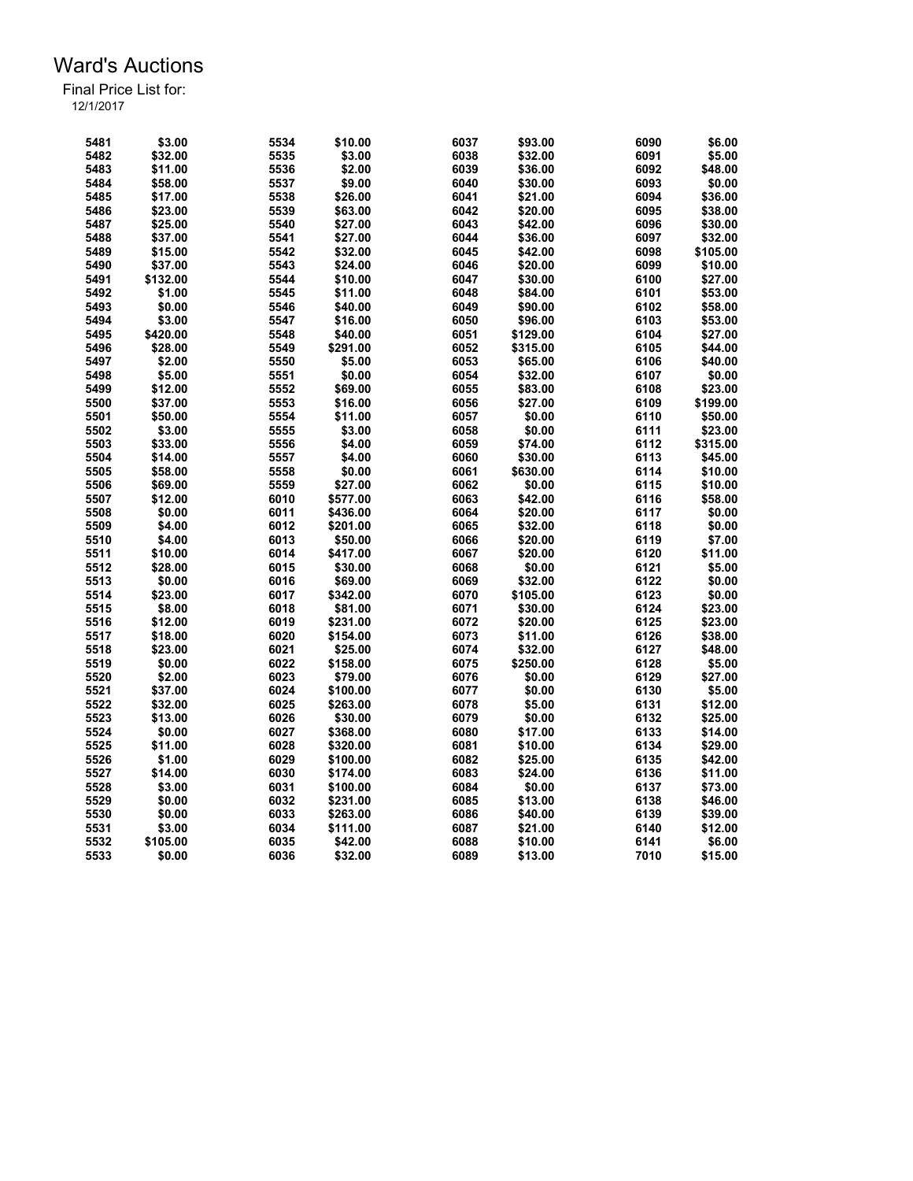# Ward's Auctions

Final Price List for:
12/1/2017

| Lot | Price | Lot | Price | Lot | Price | Lot | Price |
|---|---|---|---|---|---|---|---|
| 5481 | $3.00 | 5534 | $10.00 | 6037 | $93.00 | 6090 | $6.00 |
| 5482 | $32.00 | 5535 | $3.00 | 6038 | $32.00 | 6091 | $5.00 |
| 5483 | $11.00 | 5536 | $2.00 | 6039 | $36.00 | 6092 | $48.00 |
| 5484 | $58.00 | 5537 | $9.00 | 6040 | $30.00 | 6093 | $0.00 |
| 5485 | $17.00 | 5538 | $26.00 | 6041 | $21.00 | 6094 | $36.00 |
| 5486 | $23.00 | 5539 | $63.00 | 6042 | $20.00 | 6095 | $38.00 |
| 5487 | $25.00 | 5540 | $27.00 | 6043 | $42.00 | 6096 | $30.00 |
| 5488 | $37.00 | 5541 | $27.00 | 6044 | $36.00 | 6097 | $32.00 |
| 5489 | $15.00 | 5542 | $32.00 | 6045 | $42.00 | 6098 | $105.00 |
| 5490 | $37.00 | 5543 | $24.00 | 6046 | $20.00 | 6099 | $10.00 |
| 5491 | $132.00 | 5544 | $10.00 | 6047 | $30.00 | 6100 | $27.00 |
| 5492 | $1.00 | 5545 | $11.00 | 6048 | $84.00 | 6101 | $53.00 |
| 5493 | $0.00 | 5546 | $40.00 | 6049 | $90.00 | 6102 | $58.00 |
| 5494 | $3.00 | 5547 | $16.00 | 6050 | $96.00 | 6103 | $53.00 |
| 5495 | $420.00 | 5548 | $40.00 | 6051 | $129.00 | 6104 | $27.00 |
| 5496 | $28.00 | 5549 | $291.00 | 6052 | $315.00 | 6105 | $44.00 |
| 5497 | $2.00 | 5550 | $5.00 | 6053 | $65.00 | 6106 | $40.00 |
| 5498 | $5.00 | 5551 | $0.00 | 6054 | $32.00 | 6107 | $0.00 |
| 5499 | $12.00 | 5552 | $69.00 | 6055 | $83.00 | 6108 | $23.00 |
| 5500 | $37.00 | 5553 | $16.00 | 6056 | $27.00 | 6109 | $199.00 |
| 5501 | $50.00 | 5554 | $11.00 | 6057 | $0.00 | 6110 | $50.00 |
| 5502 | $3.00 | 5555 | $3.00 | 6058 | $0.00 | 6111 | $23.00 |
| 5503 | $33.00 | 5556 | $4.00 | 6059 | $74.00 | 6112 | $315.00 |
| 5504 | $14.00 | 5557 | $4.00 | 6060 | $30.00 | 6113 | $45.00 |
| 5505 | $58.00 | 5558 | $0.00 | 6061 | $630.00 | 6114 | $10.00 |
| 5506 | $69.00 | 5559 | $27.00 | 6062 | $0.00 | 6115 | $10.00 |
| 5507 | $12.00 | 6010 | $577.00 | 6063 | $42.00 | 6116 | $58.00 |
| 5508 | $0.00 | 6011 | $436.00 | 6064 | $20.00 | 6117 | $0.00 |
| 5509 | $4.00 | 6012 | $201.00 | 6065 | $32.00 | 6118 | $0.00 |
| 5510 | $4.00 | 6013 | $50.00 | 6066 | $20.00 | 6119 | $7.00 |
| 5511 | $10.00 | 6014 | $417.00 | 6067 | $20.00 | 6120 | $11.00 |
| 5512 | $28.00 | 6015 | $30.00 | 6068 | $0.00 | 6121 | $5.00 |
| 5513 | $0.00 | 6016 | $69.00 | 6069 | $32.00 | 6122 | $0.00 |
| 5514 | $23.00 | 6017 | $342.00 | 6070 | $105.00 | 6123 | $0.00 |
| 5515 | $8.00 | 6018 | $81.00 | 6071 | $30.00 | 6124 | $23.00 |
| 5516 | $12.00 | 6019 | $231.00 | 6072 | $20.00 | 6125 | $23.00 |
| 5517 | $18.00 | 6020 | $154.00 | 6073 | $11.00 | 6126 | $38.00 |
| 5518 | $23.00 | 6021 | $25.00 | 6074 | $32.00 | 6127 | $48.00 |
| 5519 | $0.00 | 6022 | $158.00 | 6075 | $250.00 | 6128 | $5.00 |
| 5520 | $2.00 | 6023 | $79.00 | 6076 | $0.00 | 6129 | $27.00 |
| 5521 | $37.00 | 6024 | $100.00 | 6077 | $0.00 | 6130 | $5.00 |
| 5522 | $32.00 | 6025 | $263.00 | 6078 | $5.00 | 6131 | $12.00 |
| 5523 | $13.00 | 6026 | $30.00 | 6079 | $0.00 | 6132 | $25.00 |
| 5524 | $0.00 | 6027 | $368.00 | 6080 | $17.00 | 6133 | $14.00 |
| 5525 | $11.00 | 6028 | $320.00 | 6081 | $10.00 | 6134 | $29.00 |
| 5526 | $1.00 | 6029 | $100.00 | 6082 | $25.00 | 6135 | $42.00 |
| 5527 | $14.00 | 6030 | $174.00 | 6083 | $24.00 | 6136 | $11.00 |
| 5528 | $3.00 | 6031 | $100.00 | 6084 | $0.00 | 6137 | $73.00 |
| 5529 | $0.00 | 6032 | $231.00 | 6085 | $13.00 | 6138 | $46.00 |
| 5530 | $0.00 | 6033 | $263.00 | 6086 | $40.00 | 6139 | $39.00 |
| 5531 | $3.00 | 6034 | $111.00 | 6087 | $21.00 | 6140 | $12.00 |
| 5532 | $105.00 | 6035 | $42.00 | 6088 | $10.00 | 6141 | $6.00 |
| 5533 | $0.00 | 6036 | $32.00 | 6089 | $13.00 | 7010 | $15.00 |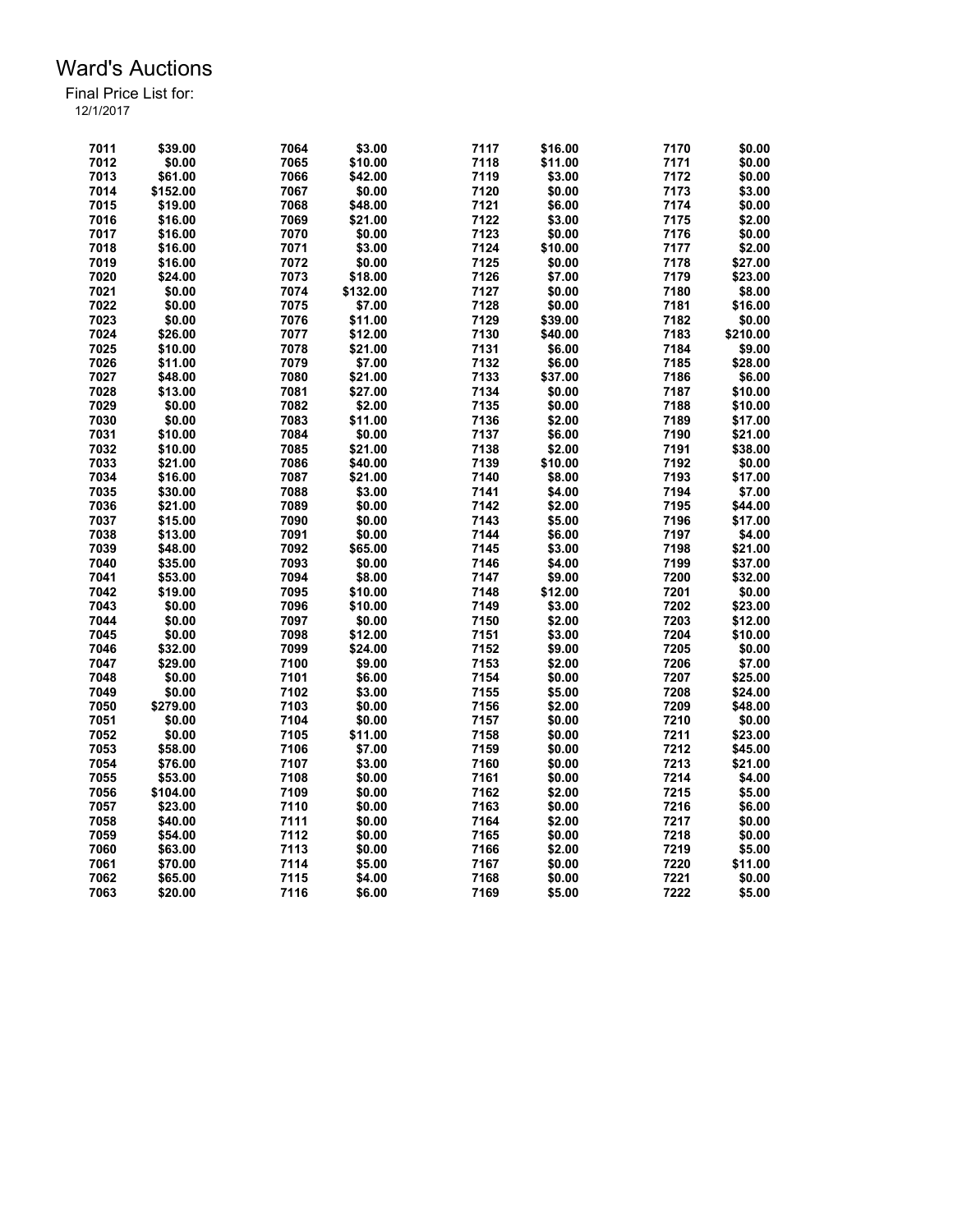# Ward's Auctions

Final Price List for:
12/1/2017

| Lot | Price | Lot | Price | Lot | Price | Lot | Price |
|---|---|---|---|---|---|---|---|
| 7011 | $39.00 | 7064 | $3.00 | 7117 | $16.00 | 7170 | $0.00 |
| 7012 | $0.00 | 7065 | $10.00 | 7118 | $11.00 | 7171 | $0.00 |
| 7013 | $61.00 | 7066 | $42.00 | 7119 | $3.00 | 7172 | $0.00 |
| 7014 | $152.00 | 7067 | $0.00 | 7120 | $0.00 | 7173 | $3.00 |
| 7015 | $19.00 | 7068 | $48.00 | 7121 | $6.00 | 7174 | $0.00 |
| 7016 | $16.00 | 7069 | $21.00 | 7122 | $3.00 | 7175 | $2.00 |
| 7017 | $16.00 | 7070 | $0.00 | 7123 | $0.00 | 7176 | $0.00 |
| 7018 | $16.00 | 7071 | $3.00 | 7124 | $10.00 | 7177 | $2.00 |
| 7019 | $16.00 | 7072 | $0.00 | 7125 | $0.00 | 7178 | $27.00 |
| 7020 | $24.00 | 7073 | $18.00 | 7126 | $7.00 | 7179 | $23.00 |
| 7021 | $0.00 | 7074 | $132.00 | 7127 | $0.00 | 7180 | $8.00 |
| 7022 | $0.00 | 7075 | $7.00 | 7128 | $0.00 | 7181 | $16.00 |
| 7023 | $0.00 | 7076 | $11.00 | 7129 | $39.00 | 7182 | $0.00 |
| 7024 | $26.00 | 7077 | $12.00 | 7130 | $40.00 | 7183 | $210.00 |
| 7025 | $10.00 | 7078 | $21.00 | 7131 | $6.00 | 7184 | $9.00 |
| 7026 | $11.00 | 7079 | $7.00 | 7132 | $6.00 | 7185 | $28.00 |
| 7027 | $48.00 | 7080 | $21.00 | 7133 | $37.00 | 7186 | $6.00 |
| 7028 | $13.00 | 7081 | $27.00 | 7134 | $0.00 | 7187 | $10.00 |
| 7029 | $0.00 | 7082 | $2.00 | 7135 | $0.00 | 7188 | $10.00 |
| 7030 | $0.00 | 7083 | $11.00 | 7136 | $2.00 | 7189 | $17.00 |
| 7031 | $10.00 | 7084 | $0.00 | 7137 | $6.00 | 7190 | $21.00 |
| 7032 | $10.00 | 7085 | $21.00 | 7138 | $2.00 | 7191 | $38.00 |
| 7033 | $21.00 | 7086 | $40.00 | 7139 | $10.00 | 7192 | $0.00 |
| 7034 | $16.00 | 7087 | $21.00 | 7140 | $8.00 | 7193 | $17.00 |
| 7035 | $30.00 | 7088 | $3.00 | 7141 | $4.00 | 7194 | $7.00 |
| 7036 | $21.00 | 7089 | $0.00 | 7142 | $2.00 | 7195 | $44.00 |
| 7037 | $15.00 | 7090 | $0.00 | 7143 | $5.00 | 7196 | $17.00 |
| 7038 | $13.00 | 7091 | $0.00 | 7144 | $6.00 | 7197 | $4.00 |
| 7039 | $48.00 | 7092 | $65.00 | 7145 | $3.00 | 7198 | $21.00 |
| 7040 | $35.00 | 7093 | $0.00 | 7146 | $4.00 | 7199 | $37.00 |
| 7041 | $53.00 | 7094 | $8.00 | 7147 | $9.00 | 7200 | $32.00 |
| 7042 | $19.00 | 7095 | $10.00 | 7148 | $12.00 | 7201 | $0.00 |
| 7043 | $0.00 | 7096 | $10.00 | 7149 | $3.00 | 7202 | $23.00 |
| 7044 | $0.00 | 7097 | $0.00 | 7150 | $2.00 | 7203 | $12.00 |
| 7045 | $0.00 | 7098 | $12.00 | 7151 | $3.00 | 7204 | $10.00 |
| 7046 | $32.00 | 7099 | $24.00 | 7152 | $9.00 | 7205 | $0.00 |
| 7047 | $29.00 | 7100 | $9.00 | 7153 | $2.00 | 7206 | $7.00 |
| 7048 | $0.00 | 7101 | $6.00 | 7154 | $0.00 | 7207 | $25.00 |
| 7049 | $0.00 | 7102 | $3.00 | 7155 | $5.00 | 7208 | $24.00 |
| 7050 | $279.00 | 7103 | $0.00 | 7156 | $2.00 | 7209 | $48.00 |
| 7051 | $0.00 | 7104 | $0.00 | 7157 | $0.00 | 7210 | $0.00 |
| 7052 | $0.00 | 7105 | $11.00 | 7158 | $0.00 | 7211 | $23.00 |
| 7053 | $58.00 | 7106 | $7.00 | 7159 | $0.00 | 7212 | $45.00 |
| 7054 | $76.00 | 7107 | $3.00 | 7160 | $0.00 | 7213 | $21.00 |
| 7055 | $53.00 | 7108 | $0.00 | 7161 | $0.00 | 7214 | $4.00 |
| 7056 | $104.00 | 7109 | $0.00 | 7162 | $2.00 | 7215 | $5.00 |
| 7057 | $23.00 | 7110 | $0.00 | 7163 | $0.00 | 7216 | $6.00 |
| 7058 | $40.00 | 7111 | $0.00 | 7164 | $2.00 | 7217 | $0.00 |
| 7059 | $54.00 | 7112 | $0.00 | 7165 | $0.00 | 7218 | $0.00 |
| 7060 | $63.00 | 7113 | $0.00 | 7166 | $2.00 | 7219 | $5.00 |
| 7061 | $70.00 | 7114 | $5.00 | 7167 | $0.00 | 7220 | $11.00 |
| 7062 | $65.00 | 7115 | $4.00 | 7168 | $0.00 | 7221 | $0.00 |
| 7063 | $20.00 | 7116 | $6.00 | 7169 | $5.00 | 7222 | $5.00 |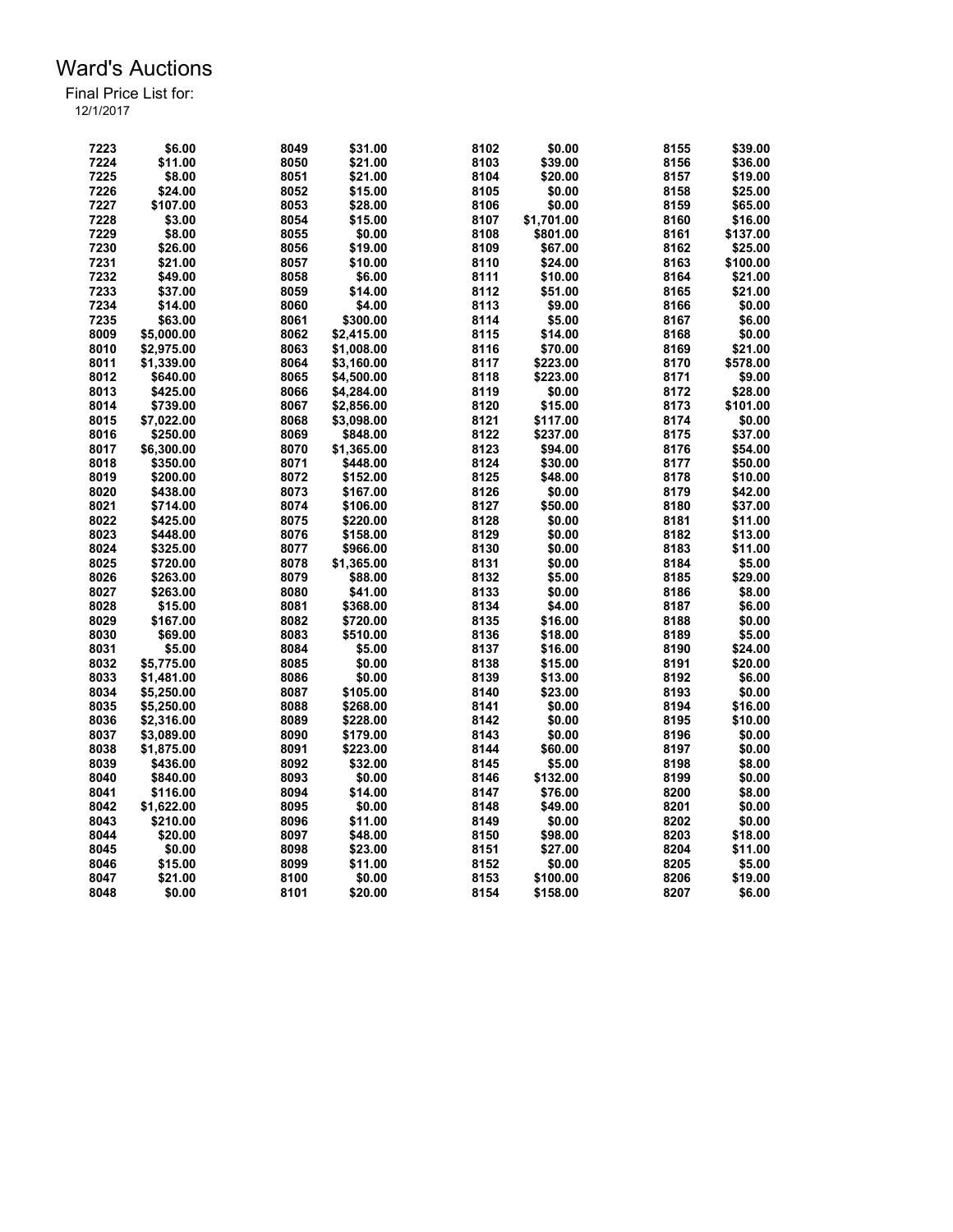# Ward's Auctions

Final Price List for:

12/1/2017

| Lot | Price | Lot | Price | Lot | Price | Lot | Price |
|---|---|---|---|---|---|---|---|
| 7223 | $6.00 | 8049 | $31.00 | 8102 | $0.00 | 8155 | $39.00 |
| 7224 | $11.00 | 8050 | $21.00 | 8103 | $39.00 | 8156 | $36.00 |
| 7225 | $8.00 | 8051 | $21.00 | 8104 | $20.00 | 8157 | $19.00 |
| 7226 | $24.00 | 8052 | $15.00 | 8105 | $0.00 | 8158 | $25.00 |
| 7227 | $107.00 | 8053 | $28.00 | 8106 | $0.00 | 8159 | $65.00 |
| 7228 | $3.00 | 8054 | $15.00 | 8107 | $1,701.00 | 8160 | $16.00 |
| 7229 | $8.00 | 8055 | $0.00 | 8108 | $801.00 | 8161 | $137.00 |
| 7230 | $26.00 | 8056 | $19.00 | 8109 | $67.00 | 8162 | $25.00 |
| 7231 | $21.00 | 8057 | $10.00 | 8110 | $24.00 | 8163 | $100.00 |
| 7232 | $49.00 | 8058 | $6.00 | 8111 | $10.00 | 8164 | $21.00 |
| 7233 | $37.00 | 8059 | $14.00 | 8112 | $51.00 | 8165 | $21.00 |
| 7234 | $14.00 | 8060 | $4.00 | 8113 | $9.00 | 8166 | $0.00 |
| 7235 | $63.00 | 8061 | $300.00 | 8114 | $5.00 | 8167 | $6.00 |
| 8009 | $5,000.00 | 8062 | $2,415.00 | 8115 | $14.00 | 8168 | $0.00 |
| 8010 | $2,975.00 | 8063 | $1,008.00 | 8116 | $70.00 | 8169 | $21.00 |
| 8011 | $1,339.00 | 8064 | $3,160.00 | 8117 | $223.00 | 8170 | $578.00 |
| 8012 | $640.00 | 8065 | $4,500.00 | 8118 | $223.00 | 8171 | $9.00 |
| 8013 | $425.00 | 8066 | $4,284.00 | 8119 | $0.00 | 8172 | $28.00 |
| 8014 | $739.00 | 8067 | $2,856.00 | 8120 | $15.00 | 8173 | $101.00 |
| 8015 | $7,022.00 | 8068 | $3,098.00 | 8121 | $117.00 | 8174 | $0.00 |
| 8016 | $250.00 | 8069 | $848.00 | 8122 | $237.00 | 8175 | $37.00 |
| 8017 | $6,300.00 | 8070 | $1,365.00 | 8123 | $94.00 | 8176 | $54.00 |
| 8018 | $350.00 | 8071 | $448.00 | 8124 | $30.00 | 8177 | $50.00 |
| 8019 | $200.00 | 8072 | $152.00 | 8125 | $48.00 | 8178 | $10.00 |
| 8020 | $438.00 | 8073 | $167.00 | 8126 | $0.00 | 8179 | $42.00 |
| 8021 | $714.00 | 8074 | $106.00 | 8127 | $50.00 | 8180 | $37.00 |
| 8022 | $425.00 | 8075 | $220.00 | 8128 | $0.00 | 8181 | $11.00 |
| 8023 | $448.00 | 8076 | $158.00 | 8129 | $0.00 | 8182 | $13.00 |
| 8024 | $325.00 | 8077 | $966.00 | 8130 | $0.00 | 8183 | $11.00 |
| 8025 | $720.00 | 8078 | $1,365.00 | 8131 | $0.00 | 8184 | $5.00 |
| 8026 | $263.00 | 8079 | $88.00 | 8132 | $5.00 | 8185 | $29.00 |
| 8027 | $263.00 | 8080 | $41.00 | 8133 | $0.00 | 8186 | $8.00 |
| 8028 | $15.00 | 8081 | $368.00 | 8134 | $4.00 | 8187 | $6.00 |
| 8029 | $167.00 | 8082 | $720.00 | 8135 | $16.00 | 8188 | $0.00 |
| 8030 | $69.00 | 8083 | $510.00 | 8136 | $18.00 | 8189 | $5.00 |
| 8031 | $5.00 | 8084 | $5.00 | 8137 | $16.00 | 8190 | $24.00 |
| 8032 | $5,775.00 | 8085 | $0.00 | 8138 | $15.00 | 8191 | $20.00 |
| 8033 | $1,481.00 | 8086 | $0.00 | 8139 | $13.00 | 8192 | $6.00 |
| 8034 | $5,250.00 | 8087 | $105.00 | 8140 | $23.00 | 8193 | $0.00 |
| 8035 | $5,250.00 | 8088 | $268.00 | 8141 | $0.00 | 8194 | $16.00 |
| 8036 | $2,316.00 | 8089 | $228.00 | 8142 | $0.00 | 8195 | $10.00 |
| 8037 | $3,089.00 | 8090 | $179.00 | 8143 | $0.00 | 8196 | $0.00 |
| 8038 | $1,875.00 | 8091 | $223.00 | 8144 | $60.00 | 8197 | $0.00 |
| 8039 | $436.00 | 8092 | $32.00 | 8145 | $5.00 | 8198 | $8.00 |
| 8040 | $840.00 | 8093 | $0.00 | 8146 | $132.00 | 8199 | $0.00 |
| 8041 | $116.00 | 8094 | $14.00 | 8147 | $76.00 | 8200 | $8.00 |
| 8042 | $1,622.00 | 8095 | $0.00 | 8148 | $49.00 | 8201 | $0.00 |
| 8043 | $210.00 | 8096 | $11.00 | 8149 | $0.00 | 8202 | $0.00 |
| 8044 | $20.00 | 8097 | $48.00 | 8150 | $98.00 | 8203 | $18.00 |
| 8045 | $0.00 | 8098 | $23.00 | 8151 | $27.00 | 8204 | $11.00 |
| 8046 | $15.00 | 8099 | $11.00 | 8152 | $0.00 | 8205 | $5.00 |
| 8047 | $21.00 | 8100 | $0.00 | 8153 | $100.00 | 8206 | $19.00 |
| 8048 | $0.00 | 8101 | $20.00 | 8154 | $158.00 | 8207 | $6.00 |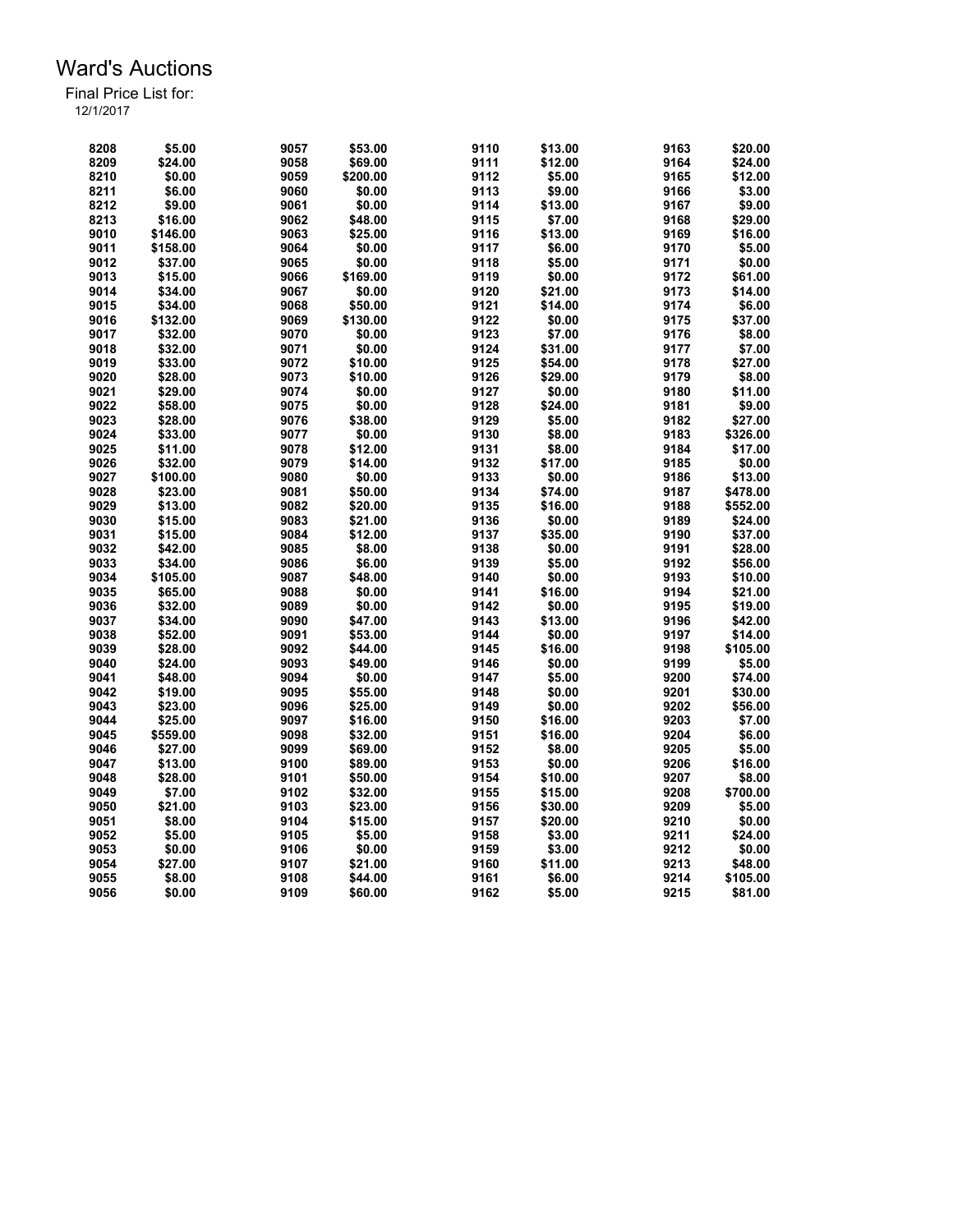# Ward's Auctions

Final Price List for:
12/1/2017

| Lot | Price | Lot | Price | Lot | Price | Lot | Price |
|---|---|---|---|---|---|---|---|
| 8208 | $5.00 | 9057 | $53.00 | 9110 | $13.00 | 9163 | $20.00 |
| 8209 | $24.00 | 9058 | $69.00 | 9111 | $12.00 | 9164 | $24.00 |
| 8210 | $0.00 | 9059 | $200.00 | 9112 | $5.00 | 9165 | $12.00 |
| 8211 | $6.00 | 9060 | $0.00 | 9113 | $9.00 | 9166 | $3.00 |
| 8212 | $9.00 | 9061 | $0.00 | 9114 | $13.00 | 9167 | $9.00 |
| 8213 | $16.00 | 9062 | $48.00 | 9115 | $7.00 | 9168 | $29.00 |
| 9010 | $146.00 | 9063 | $25.00 | 9116 | $13.00 | 9169 | $16.00 |
| 9011 | $158.00 | 9064 | $0.00 | 9117 | $6.00 | 9170 | $5.00 |
| 9012 | $37.00 | 9065 | $0.00 | 9118 | $5.00 | 9171 | $0.00 |
| 9013 | $15.00 | 9066 | $169.00 | 9119 | $0.00 | 9172 | $61.00 |
| 9014 | $34.00 | 9067 | $0.00 | 9120 | $21.00 | 9173 | $14.00 |
| 9015 | $34.00 | 9068 | $50.00 | 9121 | $14.00 | 9174 | $6.00 |
| 9016 | $132.00 | 9069 | $130.00 | 9122 | $0.00 | 9175 | $37.00 |
| 9017 | $32.00 | 9070 | $0.00 | 9123 | $7.00 | 9176 | $8.00 |
| 9018 | $32.00 | 9071 | $0.00 | 9124 | $31.00 | 9177 | $7.00 |
| 9019 | $33.00 | 9072 | $10.00 | 9125 | $54.00 | 9178 | $27.00 |
| 9020 | $28.00 | 9073 | $10.00 | 9126 | $29.00 | 9179 | $8.00 |
| 9021 | $29.00 | 9074 | $0.00 | 9127 | $0.00 | 9180 | $11.00 |
| 9022 | $58.00 | 9075 | $0.00 | 9128 | $24.00 | 9181 | $9.00 |
| 9023 | $28.00 | 9076 | $38.00 | 9129 | $5.00 | 9182 | $27.00 |
| 9024 | $33.00 | 9077 | $0.00 | 9130 | $8.00 | 9183 | $326.00 |
| 9025 | $11.00 | 9078 | $12.00 | 9131 | $8.00 | 9184 | $17.00 |
| 9026 | $32.00 | 9079 | $14.00 | 9132 | $17.00 | 9185 | $0.00 |
| 9027 | $100.00 | 9080 | $0.00 | 9133 | $0.00 | 9186 | $13.00 |
| 9028 | $23.00 | 9081 | $50.00 | 9134 | $74.00 | 9187 | $478.00 |
| 9029 | $13.00 | 9082 | $20.00 | 9135 | $16.00 | 9188 | $552.00 |
| 9030 | $15.00 | 9083 | $21.00 | 9136 | $0.00 | 9189 | $24.00 |
| 9031 | $15.00 | 9084 | $12.00 | 9137 | $35.00 | 9190 | $37.00 |
| 9032 | $42.00 | 9085 | $8.00 | 9138 | $0.00 | 9191 | $28.00 |
| 9033 | $34.00 | 9086 | $6.00 | 9139 | $5.00 | 9192 | $56.00 |
| 9034 | $105.00 | 9087 | $48.00 | 9140 | $0.00 | 9193 | $10.00 |
| 9035 | $65.00 | 9088 | $0.00 | 9141 | $16.00 | 9194 | $21.00 |
| 9036 | $32.00 | 9089 | $0.00 | 9142 | $0.00 | 9195 | $19.00 |
| 9037 | $34.00 | 9090 | $47.00 | 9143 | $13.00 | 9196 | $42.00 |
| 9038 | $52.00 | 9091 | $53.00 | 9144 | $0.00 | 9197 | $14.00 |
| 9039 | $28.00 | 9092 | $44.00 | 9145 | $16.00 | 9198 | $105.00 |
| 9040 | $24.00 | 9093 | $49.00 | 9146 | $0.00 | 9199 | $5.00 |
| 9041 | $48.00 | 9094 | $0.00 | 9147 | $5.00 | 9200 | $74.00 |
| 9042 | $19.00 | 9095 | $55.00 | 9148 | $0.00 | 9201 | $30.00 |
| 9043 | $23.00 | 9096 | $25.00 | 9149 | $0.00 | 9202 | $56.00 |
| 9044 | $25.00 | 9097 | $16.00 | 9150 | $16.00 | 9203 | $7.00 |
| 9045 | $559.00 | 9098 | $32.00 | 9151 | $16.00 | 9204 | $6.00 |
| 9046 | $27.00 | 9099 | $69.00 | 9152 | $8.00 | 9205 | $5.00 |
| 9047 | $13.00 | 9100 | $89.00 | 9153 | $0.00 | 9206 | $16.00 |
| 9048 | $28.00 | 9101 | $50.00 | 9154 | $10.00 | 9207 | $8.00 |
| 9049 | $7.00 | 9102 | $32.00 | 9155 | $15.00 | 9208 | $700.00 |
| 9050 | $21.00 | 9103 | $23.00 | 9156 | $30.00 | 9209 | $5.00 |
| 9051 | $8.00 | 9104 | $15.00 | 9157 | $20.00 | 9210 | $0.00 |
| 9052 | $5.00 | 9105 | $5.00 | 9158 | $3.00 | 9211 | $24.00 |
| 9053 | $0.00 | 9106 | $0.00 | 9159 | $3.00 | 9212 | $0.00 |
| 9054 | $27.00 | 9107 | $21.00 | 9160 | $11.00 | 9213 | $48.00 |
| 9055 | $8.00 | 9108 | $44.00 | 9161 | $6.00 | 9214 | $105.00 |
| 9056 | $0.00 | 9109 | $60.00 | 9162 | $5.00 | 9215 | $81.00 |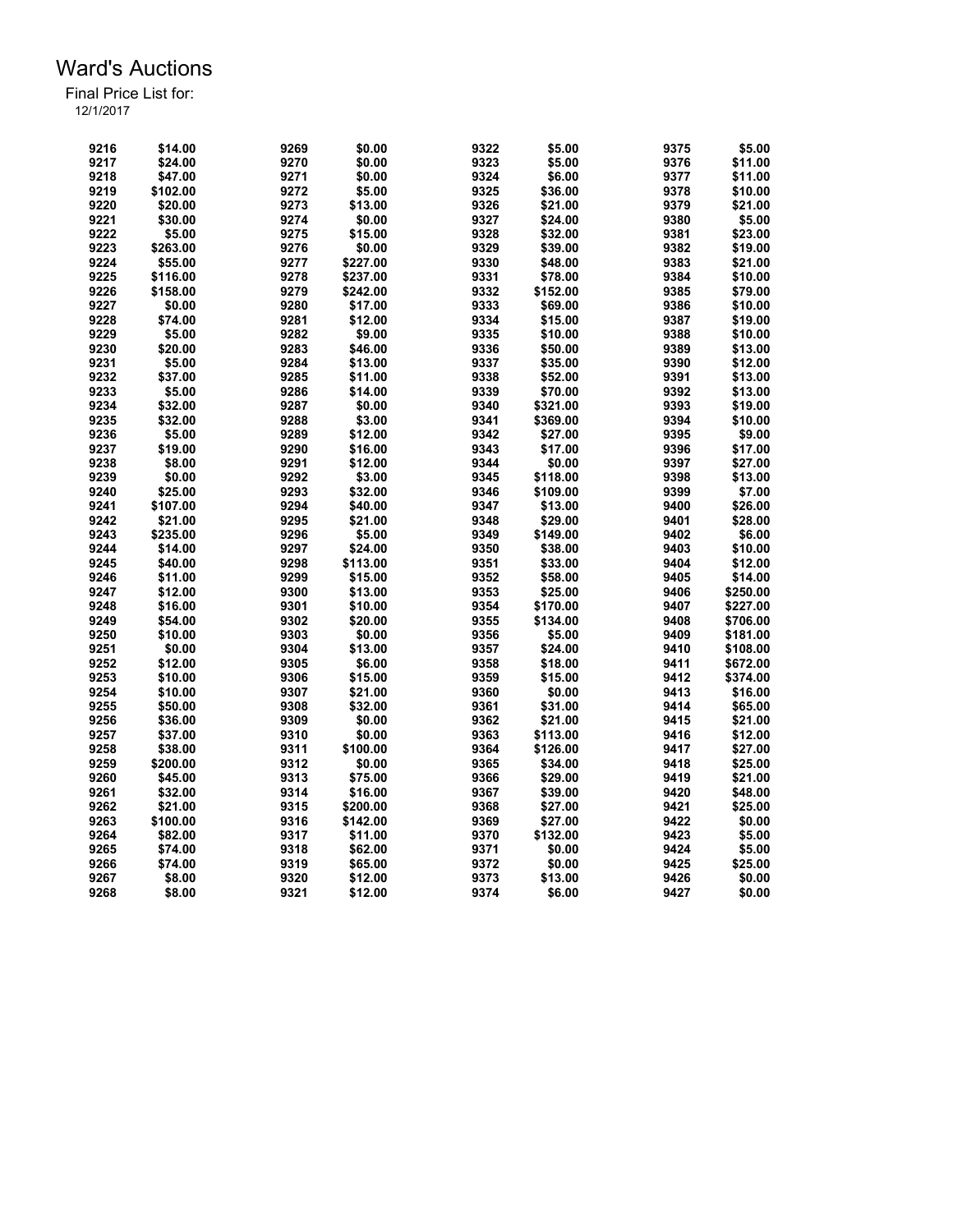# Ward's Auctions

Final Price List for:

12/1/2017

| Lot | Price | Lot | Price | Lot | Price | Lot | Price |
|---|---|---|---|---|---|---|---|
| 9216 | $14.00 | 9269 | $0.00 | 9322 | $5.00 | 9375 | $5.00 |
| 9217 | $24.00 | 9270 | $0.00 | 9323 | $5.00 | 9376 | $11.00 |
| 9218 | $47.00 | 9271 | $0.00 | 9324 | $6.00 | 9377 | $11.00 |
| 9219 | $102.00 | 9272 | $5.00 | 9325 | $36.00 | 9378 | $10.00 |
| 9220 | $20.00 | 9273 | $13.00 | 9326 | $21.00 | 9379 | $21.00 |
| 9221 | $30.00 | 9274 | $0.00 | 9327 | $24.00 | 9380 | $5.00 |
| 9222 | $5.00 | 9275 | $15.00 | 9328 | $32.00 | 9381 | $23.00 |
| 9223 | $263.00 | 9276 | $0.00 | 9329 | $39.00 | 9382 | $19.00 |
| 9224 | $55.00 | 9277 | $227.00 | 9330 | $48.00 | 9383 | $21.00 |
| 9225 | $116.00 | 9278 | $237.00 | 9331 | $78.00 | 9384 | $10.00 |
| 9226 | $158.00 | 9279 | $242.00 | 9332 | $152.00 | 9385 | $79.00 |
| 9227 | $0.00 | 9280 | $17.00 | 9333 | $69.00 | 9386 | $10.00 |
| 9228 | $74.00 | 9281 | $12.00 | 9334 | $15.00 | 9387 | $19.00 |
| 9229 | $5.00 | 9282 | $9.00 | 9335 | $10.00 | 9388 | $10.00 |
| 9230 | $20.00 | 9283 | $46.00 | 9336 | $50.00 | 9389 | $13.00 |
| 9231 | $5.00 | 9284 | $13.00 | 9337 | $35.00 | 9390 | $12.00 |
| 9232 | $37.00 | 9285 | $11.00 | 9338 | $52.00 | 9391 | $13.00 |
| 9233 | $5.00 | 9286 | $14.00 | 9339 | $70.00 | 9392 | $13.00 |
| 9234 | $32.00 | 9287 | $0.00 | 9340 | $321.00 | 9393 | $19.00 |
| 9235 | $32.00 | 9288 | $3.00 | 9341 | $369.00 | 9394 | $10.00 |
| 9236 | $5.00 | 9289 | $12.00 | 9342 | $27.00 | 9395 | $9.00 |
| 9237 | $19.00 | 9290 | $16.00 | 9343 | $17.00 | 9396 | $17.00 |
| 9238 | $8.00 | 9291 | $12.00 | 9344 | $0.00 | 9397 | $27.00 |
| 9239 | $0.00 | 9292 | $3.00 | 9345 | $118.00 | 9398 | $13.00 |
| 9240 | $25.00 | 9293 | $32.00 | 9346 | $109.00 | 9399 | $7.00 |
| 9241 | $107.00 | 9294 | $40.00 | 9347 | $13.00 | 9400 | $26.00 |
| 9242 | $21.00 | 9295 | $21.00 | 9348 | $29.00 | 9401 | $28.00 |
| 9243 | $235.00 | 9296 | $5.00 | 9349 | $149.00 | 9402 | $6.00 |
| 9244 | $14.00 | 9297 | $24.00 | 9350 | $38.00 | 9403 | $10.00 |
| 9245 | $40.00 | 9298 | $113.00 | 9351 | $33.00 | 9404 | $12.00 |
| 9246 | $11.00 | 9299 | $15.00 | 9352 | $58.00 | 9405 | $14.00 |
| 9247 | $12.00 | 9300 | $13.00 | 9353 | $25.00 | 9406 | $250.00 |
| 9248 | $16.00 | 9301 | $10.00 | 9354 | $170.00 | 9407 | $227.00 |
| 9249 | $54.00 | 9302 | $20.00 | 9355 | $134.00 | 9408 | $706.00 |
| 9250 | $10.00 | 9303 | $0.00 | 9356 | $5.00 | 9409 | $181.00 |
| 9251 | $0.00 | 9304 | $13.00 | 9357 | $24.00 | 9410 | $108.00 |
| 9252 | $12.00 | 9305 | $6.00 | 9358 | $18.00 | 9411 | $672.00 |
| 9253 | $10.00 | 9306 | $15.00 | 9359 | $15.00 | 9412 | $374.00 |
| 9254 | $10.00 | 9307 | $21.00 | 9360 | $0.00 | 9413 | $16.00 |
| 9255 | $50.00 | 9308 | $32.00 | 9361 | $31.00 | 9414 | $65.00 |
| 9256 | $36.00 | 9309 | $0.00 | 9362 | $21.00 | 9415 | $21.00 |
| 9257 | $37.00 | 9310 | $0.00 | 9363 | $113.00 | 9416 | $12.00 |
| 9258 | $38.00 | 9311 | $100.00 | 9364 | $126.00 | 9417 | $27.00 |
| 9259 | $200.00 | 9312 | $0.00 | 9365 | $34.00 | 9418 | $25.00 |
| 9260 | $45.00 | 9313 | $75.00 | 9366 | $29.00 | 9419 | $21.00 |
| 9261 | $32.00 | 9314 | $16.00 | 9367 | $39.00 | 9420 | $48.00 |
| 9262 | $21.00 | 9315 | $200.00 | 9368 | $27.00 | 9421 | $25.00 |
| 9263 | $100.00 | 9316 | $142.00 | 9369 | $27.00 | 9422 | $0.00 |
| 9264 | $82.00 | 9317 | $11.00 | 9370 | $132.00 | 9423 | $5.00 |
| 9265 | $74.00 | 9318 | $62.00 | 9371 | $0.00 | 9424 | $5.00 |
| 9266 | $74.00 | 9319 | $65.00 | 9372 | $0.00 | 9425 | $25.00 |
| 9267 | $8.00 | 9320 | $12.00 | 9373 | $13.00 | 9426 | $0.00 |
| 9268 | $8.00 | 9321 | $12.00 | 9374 | $6.00 | 9427 | $0.00 |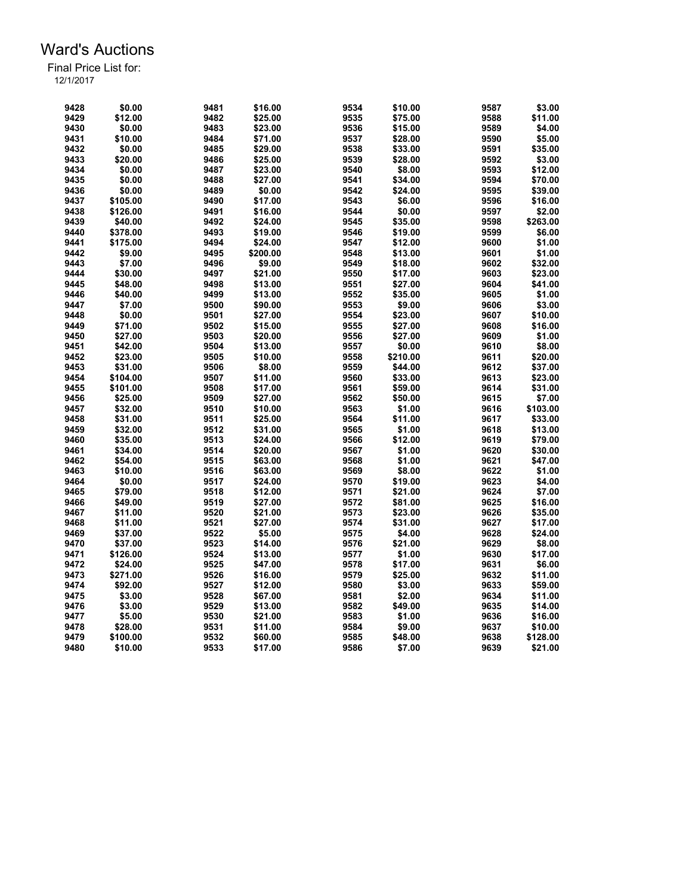# Ward's Auctions

Final Price List for:
12/1/2017

| Lot | Price | Lot | Price | Lot | Price | Lot | Price |
|---|---|---|---|---|---|---|---|
| 9428 | $0.00 | 9481 | $16.00 | 9534 | $10.00 | 9587 | $3.00 |
| 9429 | $12.00 | 9482 | $25.00 | 9535 | $75.00 | 9588 | $11.00 |
| 9430 | $0.00 | 9483 | $23.00 | 9536 | $15.00 | 9589 | $4.00 |
| 9431 | $10.00 | 9484 | $71.00 | 9537 | $28.00 | 9590 | $5.00 |
| 9432 | $0.00 | 9485 | $29.00 | 9538 | $33.00 | 9591 | $35.00 |
| 9433 | $20.00 | 9486 | $25.00 | 9539 | $28.00 | 9592 | $3.00 |
| 9434 | $0.00 | 9487 | $23.00 | 9540 | $8.00 | 9593 | $12.00 |
| 9435 | $0.00 | 9488 | $27.00 | 9541 | $34.00 | 9594 | $70.00 |
| 9436 | $0.00 | 9489 | $0.00 | 9542 | $24.00 | 9595 | $39.00 |
| 9437 | $105.00 | 9490 | $17.00 | 9543 | $6.00 | 9596 | $16.00 |
| 9438 | $126.00 | 9491 | $16.00 | 9544 | $0.00 | 9597 | $2.00 |
| 9439 | $40.00 | 9492 | $24.00 | 9545 | $35.00 | 9598 | $263.00 |
| 9440 | $378.00 | 9493 | $19.00 | 9546 | $19.00 | 9599 | $6.00 |
| 9441 | $175.00 | 9494 | $24.00 | 9547 | $12.00 | 9600 | $1.00 |
| 9442 | $9.00 | 9495 | $200.00 | 9548 | $13.00 | 9601 | $1.00 |
| 9443 | $7.00 | 9496 | $9.00 | 9549 | $18.00 | 9602 | $32.00 |
| 9444 | $30.00 | 9497 | $21.00 | 9550 | $17.00 | 9603 | $23.00 |
| 9445 | $48.00 | 9498 | $13.00 | 9551 | $27.00 | 9604 | $41.00 |
| 9446 | $40.00 | 9499 | $13.00 | 9552 | $35.00 | 9605 | $1.00 |
| 9447 | $7.00 | 9500 | $90.00 | 9553 | $9.00 | 9606 | $3.00 |
| 9448 | $0.00 | 9501 | $27.00 | 9554 | $23.00 | 9607 | $10.00 |
| 9449 | $71.00 | 9502 | $15.00 | 9555 | $27.00 | 9608 | $16.00 |
| 9450 | $27.00 | 9503 | $20.00 | 9556 | $27.00 | 9609 | $1.00 |
| 9451 | $42.00 | 9504 | $13.00 | 9557 | $0.00 | 9610 | $8.00 |
| 9452 | $23.00 | 9505 | $10.00 | 9558 | $210.00 | 9611 | $20.00 |
| 9453 | $31.00 | 9506 | $8.00 | 9559 | $44.00 | 9612 | $37.00 |
| 9454 | $104.00 | 9507 | $11.00 | 9560 | $33.00 | 9613 | $23.00 |
| 9455 | $101.00 | 9508 | $17.00 | 9561 | $59.00 | 9614 | $31.00 |
| 9456 | $25.00 | 9509 | $27.00 | 9562 | $50.00 | 9615 | $7.00 |
| 9457 | $32.00 | 9510 | $10.00 | 9563 | $1.00 | 9616 | $103.00 |
| 9458 | $31.00 | 9511 | $25.00 | 9564 | $11.00 | 9617 | $33.00 |
| 9459 | $32.00 | 9512 | $31.00 | 9565 | $1.00 | 9618 | $13.00 |
| 9460 | $35.00 | 9513 | $24.00 | 9566 | $12.00 | 9619 | $79.00 |
| 9461 | $34.00 | 9514 | $20.00 | 9567 | $1.00 | 9620 | $30.00 |
| 9462 | $54.00 | 9515 | $63.00 | 9568 | $1.00 | 9621 | $47.00 |
| 9463 | $10.00 | 9516 | $63.00 | 9569 | $8.00 | 9622 | $1.00 |
| 9464 | $0.00 | 9517 | $24.00 | 9570 | $19.00 | 9623 | $4.00 |
| 9465 | $79.00 | 9518 | $12.00 | 9571 | $21.00 | 9624 | $7.00 |
| 9466 | $49.00 | 9519 | $27.00 | 9572 | $81.00 | 9625 | $16.00 |
| 9467 | $11.00 | 9520 | $21.00 | 9573 | $23.00 | 9626 | $35.00 |
| 9468 | $11.00 | 9521 | $27.00 | 9574 | $31.00 | 9627 | $17.00 |
| 9469 | $37.00 | 9522 | $5.00 | 9575 | $4.00 | 9628 | $24.00 |
| 9470 | $37.00 | 9523 | $14.00 | 9576 | $21.00 | 9629 | $8.00 |
| 9471 | $126.00 | 9524 | $13.00 | 9577 | $1.00 | 9630 | $17.00 |
| 9472 | $24.00 | 9525 | $47.00 | 9578 | $17.00 | 9631 | $6.00 |
| 9473 | $271.00 | 9526 | $16.00 | 9579 | $25.00 | 9632 | $11.00 |
| 9474 | $92.00 | 9527 | $12.00 | 9580 | $3.00 | 9633 | $59.00 |
| 9475 | $3.00 | 9528 | $67.00 | 9581 | $2.00 | 9634 | $11.00 |
| 9476 | $3.00 | 9529 | $13.00 | 9582 | $49.00 | 9635 | $14.00 |
| 9477 | $5.00 | 9530 | $21.00 | 9583 | $1.00 | 9636 | $16.00 |
| 9478 | $28.00 | 9531 | $11.00 | 9584 | $9.00 | 9637 | $10.00 |
| 9479 | $100.00 | 9532 | $60.00 | 9585 | $48.00 | 9638 | $128.00 |
| 9480 | $10.00 | 9533 | $17.00 | 9586 | $7.00 | 9639 | $21.00 |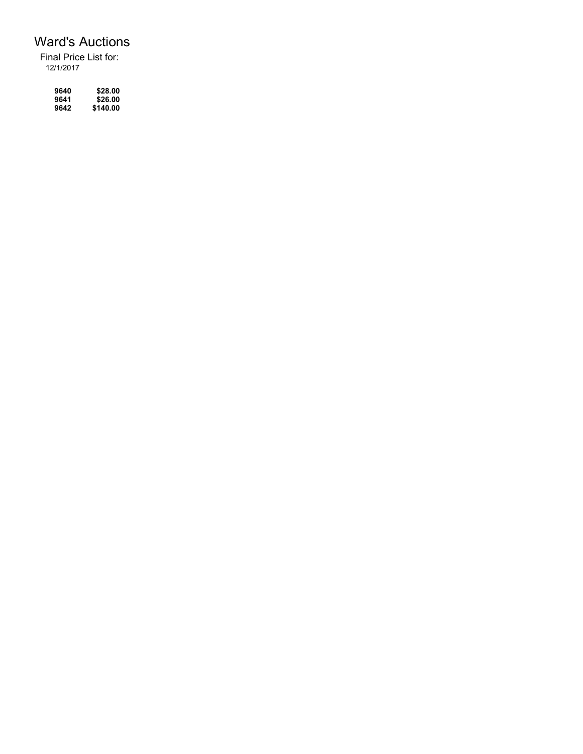# Ward's Auctions

Final Price List for:

12/1/2017

| | |
|---|---|
| **9640** | **$28.00** |
| **9641** | **$26.00** |
| **9642** | **$140.00** |